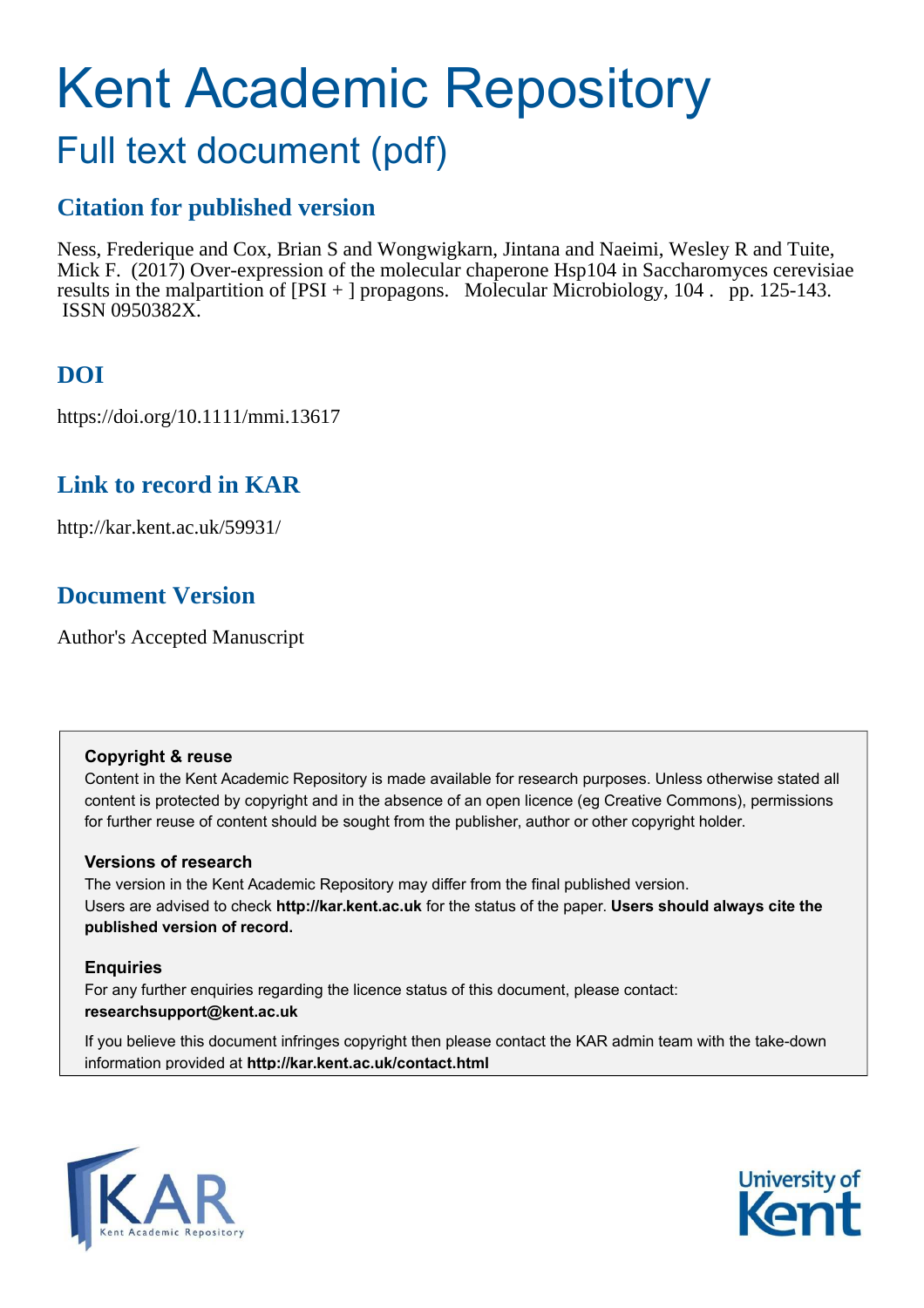# Kent Academic Repository

## Full text document (pdf)

## Citation for published version

Ness, Frederique and Cox, Brian S and Wongwigkarn, Jintana and Naeimi, Wesley R and Tuite, Mick F. (2017) Over-expression of the molecular chaperone Hsp104 in Saccharomyces cerevisiae results in the malpartition of [PSI + ] propagons. Molecular Microbiology, 104 . pp. 125-143. ISSN 0950382X.

## DOI

https://doi.org/10.1111/mmi.13617

## Link to record in KAR

http://kar.kent.ac.uk/59931/

## Document Version

Author's Accepted Manuscript

**Copyright & reuse**

Content in the Kent Academic Repository is made available for research purposes. Unless otherwise stated all content is protected by copyright and in the absence of an open licence (eg Creative Commons), permissions for further reuse of content should be sought from the publisher, author or other copyright holder.

**Versions of research**

The version in the Kent Academic Repository may differ from the final published version. Users are advised to check **http://kar.kent.ac.uk** for the status of the paper. **Users should always cite the published version of record.**

**Enquiries**

For any further enquiries regarding the licence status of this document, please contact: **researchsupport@kent.ac.uk**

If you believe this document infringes copyright then please contact the KAR admin team with the take-down information provided at **http://kar.kent.ac.uk/contact.html**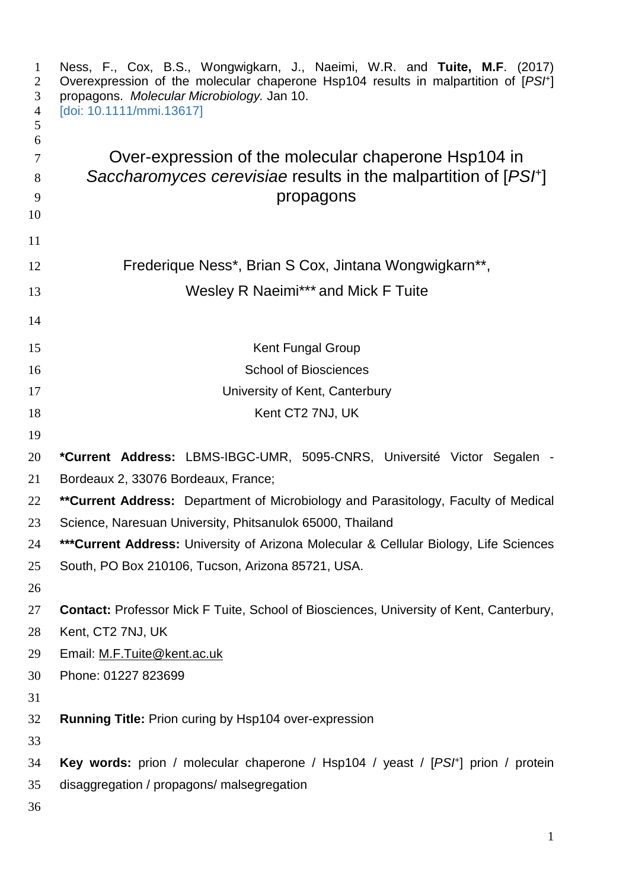Ness, F., Cox, B.S., Wongwigkarn, J., Naeimi, W.R. and **Tuite, M.F**. (2017) Overexpression of the molecular chaperone Hsp104 results in malpartition of [*PSI*+] propagons. *Molecular Microbiology.* Jan 10.
[doi: 10.1111/mmi.13617]

# Over-expression of the molecular chaperone Hsp104 in *Saccharomyces cerevisiae* results in the malpartition of [*PSI*+] propagons

Frederique Ness*, Brian S Cox, Jintana Wongwigkarn**, Wesley R Naeimi*** and Mick F Tuite

Kent Fungal Group
School of Biosciences
University of Kent, Canterbury
Kent CT2 7NJ, UK

***Current Address:** LBMS-IBGC-UMR, 5095-CNRS, Université Victor Segalen - Bordeaux 2, 33076 Bordeaux, France;

****Current Address:** Department of Microbiology and Parasitology, Faculty of Medical Science, Naresuan University, Phitsanulok 65000, Thailand

*****Current Address:** University of Arizona Molecular & Cellular Biology, Life Sciences South, PO Box 210106, Tucson, Arizona 85721, USA.

**Contact:** Professor Mick F Tuite, School of Biosciences, University of Kent, Canterbury, Kent, CT2 7NJ, UK

Email: M.F.Tuite@kent.ac.uk

Phone: 01227 823699

**Running Title:** Prion curing by Hsp104 over-expression

**Key words:** prion / molecular chaperone / Hsp104 / yeast / [*PSI*+] prion / protein disaggregation / propagons/ malsegregation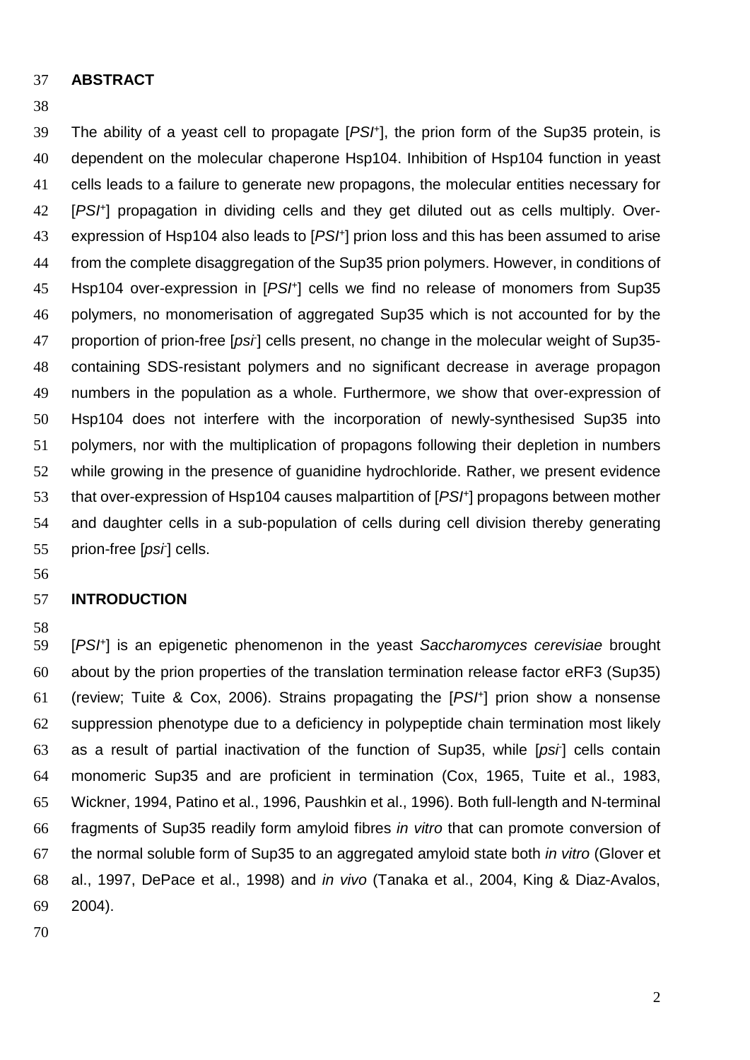## ABSTRACT

The ability of a yeast cell to propagate [*PSI*$^+$], the prion form of the Sup35 protein, is dependent on the molecular chaperone Hsp104. Inhibition of Hsp104 function in yeast cells leads to a failure to generate new propagons, the molecular entities necessary for [*PSI*$^+$] propagation in dividing cells and they get diluted out as cells multiply. Over-expression of Hsp104 also leads to [*PSI*$^+$] prion loss and this has been assumed to arise from the complete disaggregation of the Sup35 prion polymers. However, in conditions of Hsp104 over-expression in [*PSI*$^+$] cells we find no release of monomers from Sup35 polymers, no monomerisation of aggregated Sup35 which is not accounted for by the proportion of prion-free [*psi*$^-$] cells present, no change in the molecular weight of Sup35-containing SDS-resistant polymers and no significant decrease in average propagon numbers in the population as a whole. Furthermore, we show that over-expression of Hsp104 does not interfere with the incorporation of newly-synthesised Sup35 into polymers, nor with the multiplication of propagons following their depletion in numbers while growing in the presence of guanidine hydrochloride. Rather, we present evidence that over-expression of Hsp104 causes malpartition of [*PSI*$^+$] propagons between mother and daughter cells in a sub-population of cells during cell division thereby generating prion-free [*psi*$^-$] cells.

## INTRODUCTION

[*PSI*$^+$] is an epigenetic phenomenon in the yeast *Saccharomyces cerevisiae* brought about by the prion properties of the translation termination release factor eRF3 (Sup35) (review; Tuite & Cox, 2006). Strains propagating the [*PSI*$^+$] prion show a nonsense suppression phenotype due to a deficiency in polypeptide chain termination most likely as a result of partial inactivation of the function of Sup35, while [*psi*$^-$] cells contain monomeric Sup35 and are proficient in termination (Cox, 1965, Tuite et al., 1983, Wickner, 1994, Patino et al., 1996, Paushkin et al., 1996). Both full-length and N-terminal fragments of Sup35 readily form amyloid fibres *in vitro* that can promote conversion of the normal soluble form of Sup35 to an aggregated amyloid state both *in vitro* (Glover et al., 1997, DePace et al., 1998) and *in vivo* (Tanaka et al., 2004, King & Diaz-Avalos, 2004).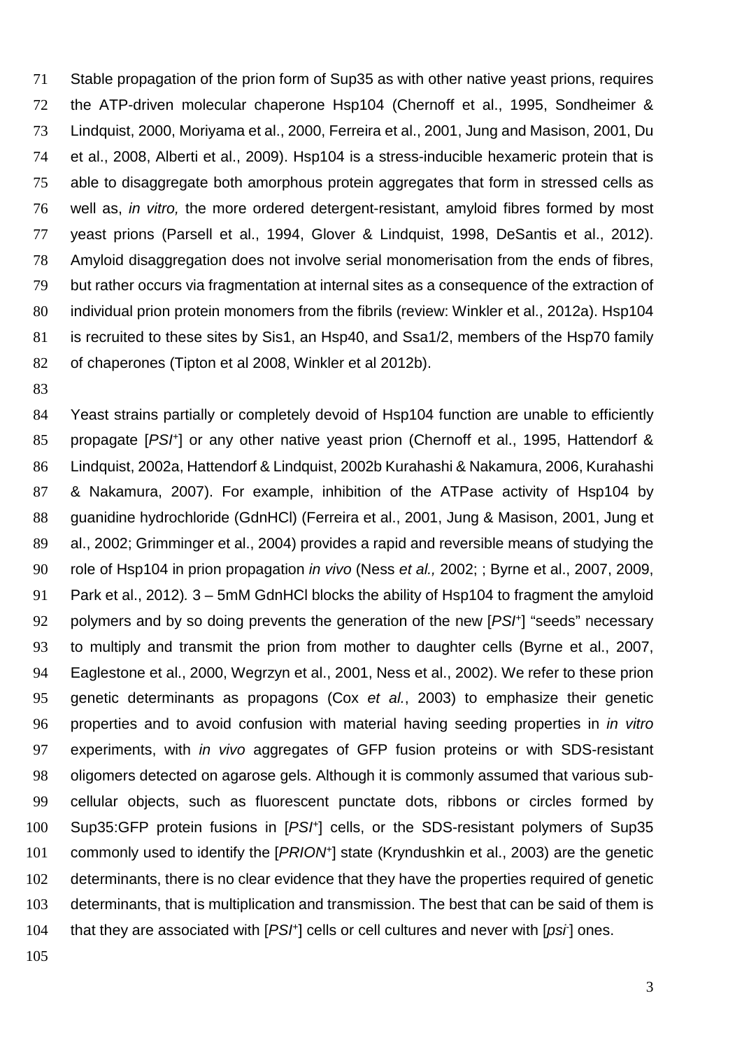Stable propagation of the prion form of Sup35 as with other native yeast prions, requires the ATP-driven molecular chaperone Hsp104 (Chernoff et al., 1995, Sondheimer & Lindquist, 2000, Moriyama et al., 2000, Ferreira et al., 2001, Jung and Masison, 2001, Du et al., 2008, Alberti et al., 2009). Hsp104 is a stress-inducible hexameric protein that is able to disaggregate both amorphous protein aggregates that form in stressed cells as well as, *in vitro,* the more ordered detergent-resistant, amyloid fibres formed by most yeast prions (Parsell et al., 1994, Glover & Lindquist, 1998, DeSantis et al., 2012). Amyloid disaggregation does not involve serial monomerisation from the ends of fibres, but rather occurs via fragmentation at internal sites as a consequence of the extraction of individual prion protein monomers from the fibrils (review: Winkler et al., 2012a). Hsp104 is recruited to these sites by Sis1, an Hsp40, and Ssa1/2, members of the Hsp70 family of chaperones (Tipton et al 2008, Winkler et al 2012b).

Yeast strains partially or completely devoid of Hsp104 function are unable to efficiently propagate [*PSI*+] or any other native yeast prion (Chernoff et al., 1995, Hattendorf & Lindquist, 2002a, Hattendorf & Lindquist, 2002b Kurahashi & Nakamura, 2006, Kurahashi & Nakamura, 2007). For example, inhibition of the ATPase activity of Hsp104 by guanidine hydrochloride (GdnHCl) (Ferreira et al., 2001, Jung & Masison, 2001, Jung et al., 2002; Grimminger et al., 2004) provides a rapid and reversible means of studying the role of Hsp104 in prion propagation *in vivo* (Ness *et al.,* 2002; ; Byrne et al., 2007, 2009, Park et al., 2012). 3 – 5mM GdnHCl blocks the ability of Hsp104 to fragment the amyloid polymers and by so doing prevents the generation of the new [*PSI*+] "seeds" necessary to multiply and transmit the prion from mother to daughter cells (Byrne et al., 2007, Eaglestone et al., 2000, Wegrzyn et al., 2001, Ness et al., 2002). We refer to these prion genetic determinants as propagons (Cox *et al.*, 2003) to emphasize their genetic properties and to avoid confusion with material having seeding properties in *in vitro* experiments, with *in vivo* aggregates of GFP fusion proteins or with SDS-resistant oligomers detected on agarose gels. Although it is commonly assumed that various sub-cellular objects, such as fluorescent punctate dots, ribbons or circles formed by Sup35:GFP protein fusions in [*PSI*+] cells, or the SDS-resistant polymers of Sup35 commonly used to identify the [*PRION*+] state (Kryndushkin et al., 2003) are the genetic determinants, there is no clear evidence that they have the properties required of genetic determinants, that is multiplication and transmission. The best that can be said of them is that they are associated with [*PSI*+] cells or cell cultures and never with [*psi*-] ones.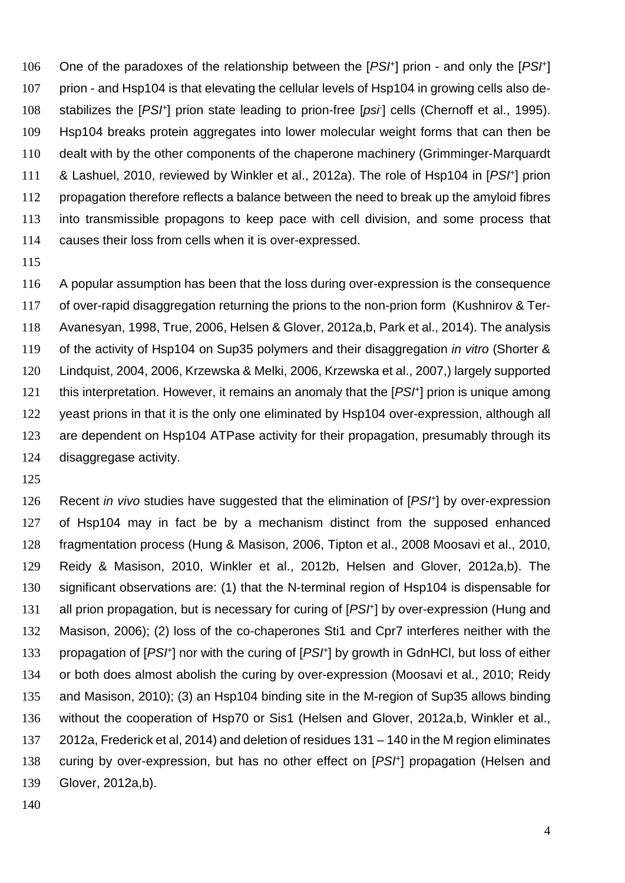One of the paradoxes of the relationship between the [*PSI*$^+$] prion - and only the [*PSI*$^+$] prion - and Hsp104 is that elevating the cellular levels of Hsp104 in growing cells also de-stabilizes the [*PSI*$^+$] prion state leading to prion-free [*psi*$^-$] cells (Chernoff et al., 1995). Hsp104 breaks protein aggregates into lower molecular weight forms that can then be dealt with by the other components of the chaperone machinery (Grimminger-Marquardt & Lashuel, 2010, reviewed by Winkler et al., 2012a). The role of Hsp104 in [*PSI*$^+$] prion propagation therefore reflects a balance between the need to break up the amyloid fibres into transmissible propagons to keep pace with cell division, and some process that causes their loss from cells when it is over-expressed.

A popular assumption has been that the loss during over-expression is the consequence of over-rapid disaggregation returning the prions to the non-prion form (Kushnirov & Ter-Avanesyan, 1998, True, 2006, Helsen & Glover, 2012a,b, Park et al., 2014). The analysis of the activity of Hsp104 on Sup35 polymers and their disaggregation *in vitro* (Shorter & Lindquist, 2004, 2006, Krzewska & Melki, 2006, Krzewska et al., 2007,) largely supported this interpretation. However, it remains an anomaly that the [*PSI*$^+$] prion is unique among yeast prions in that it is the only one eliminated by Hsp104 over-expression, although all are dependent on Hsp104 ATPase activity for their propagation, presumably through its disaggregase activity.

Recent *in vivo* studies have suggested that the elimination of [*PSI*$^+$] by over-expression of Hsp104 may in fact be by a mechanism distinct from the supposed enhanced fragmentation process (Hung & Masison, 2006, Tipton et al., 2008 Moosavi et al., 2010, Reidy & Masison, 2010, Winkler et al., 2012b, Helsen and Glover, 2012a,b). The significant observations are: (1) that the N-terminal region of Hsp104 is dispensable for all prion propagation, but is necessary for curing of [*PSI*$^+$] by over-expression (Hung and Masison, 2006); (2) loss of the co-chaperones Sti1 and Cpr7 interferes neither with the propagation of [*PSI*$^+$] nor with the curing of [*PSI*$^+$] by growth in GdnHCl, but loss of either or both does almost abolish the curing by over-expression (Moosavi et al., 2010; Reidy and Masison, 2010); (3) an Hsp104 binding site in the M-region of Sup35 allows binding without the cooperation of Hsp70 or Sis1 (Helsen and Glover, 2012a,b, Winkler et al., 2012a, Frederick et al, 2014) and deletion of residues 131 – 140 in the M region eliminates curing by over-expression, but has no other effect on [*PSI*$^+$] propagation (Helsen and Glover, 2012a,b).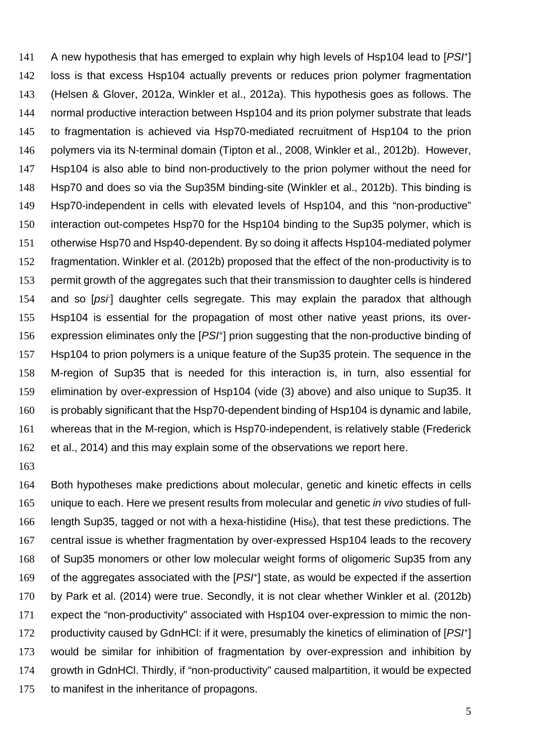A new hypothesis that has emerged to explain why high levels of Hsp104 lead to [*PSI*$^+$] loss is that excess Hsp104 actually prevents or reduces prion polymer fragmentation (Helsen & Glover, 2012a, Winkler et al., 2012a). This hypothesis goes as follows. The normal productive interaction between Hsp104 and its prion polymer substrate that leads to fragmentation is achieved via Hsp70-mediated recruitment of Hsp104 to the prion polymers via its N-terminal domain (Tipton et al., 2008, Winkler et al., 2012b). However, Hsp104 is also able to bind non-productively to the prion polymer without the need for Hsp70 and does so via the Sup35M binding-site (Winkler et al., 2012b). This binding is Hsp70-independent in cells with elevated levels of Hsp104, and this "non-productive" interaction out-competes Hsp70 for the Hsp104 binding to the Sup35 polymer, which is otherwise Hsp70 and Hsp40-dependent. By so doing it affects Hsp104-mediated polymer fragmentation. Winkler et al. (2012b) proposed that the effect of the non-productivity is to permit growth of the aggregates such that their transmission to daughter cells is hindered and so [*psi*$^-$] daughter cells segregate. This may explain the paradox that although Hsp104 is essential for the propagation of most other native yeast prions, its over-expression eliminates only the [*PSI*$^+$] prion suggesting that the non-productive binding of Hsp104 to prion polymers is a unique feature of the Sup35 protein. The sequence in the M-region of Sup35 that is needed for this interaction is, in turn, also essential for elimination by over-expression of Hsp104 (vide (3) above) and also unique to Sup35. It is probably significant that the Hsp70-dependent binding of Hsp104 is dynamic and labile, whereas that in the M-region, which is Hsp70-independent, is relatively stable (Frederick et al., 2014) and this may explain some of the observations we report here.

Both hypotheses make predictions about molecular, genetic and kinetic effects in cells unique to each. Here we present results from molecular and genetic *in vivo* studies of full-length Sup35, tagged or not with a hexa-histidine ($His_6$), that test these predictions. The central issue is whether fragmentation by over-expressed Hsp104 leads to the recovery of Sup35 monomers or other low molecular weight forms of oligomeric Sup35 from any of the aggregates associated with the [*PSI*$^+$] state, as would be expected if the assertion by Park et al. (2014) were true. Secondly, it is not clear whether Winkler et al. (2012b) expect the "non-productivity" associated with Hsp104 over-expression to mimic the non-productivity caused by GdnHCl: if it were, presumably the kinetics of elimination of [*PSI*$^+$] would be similar for inhibition of fragmentation by over-expression and inhibition by growth in GdnHCl. Thirdly, if "non-productivity" caused malpartition, it would be expected to manifest in the inheritance of propagons.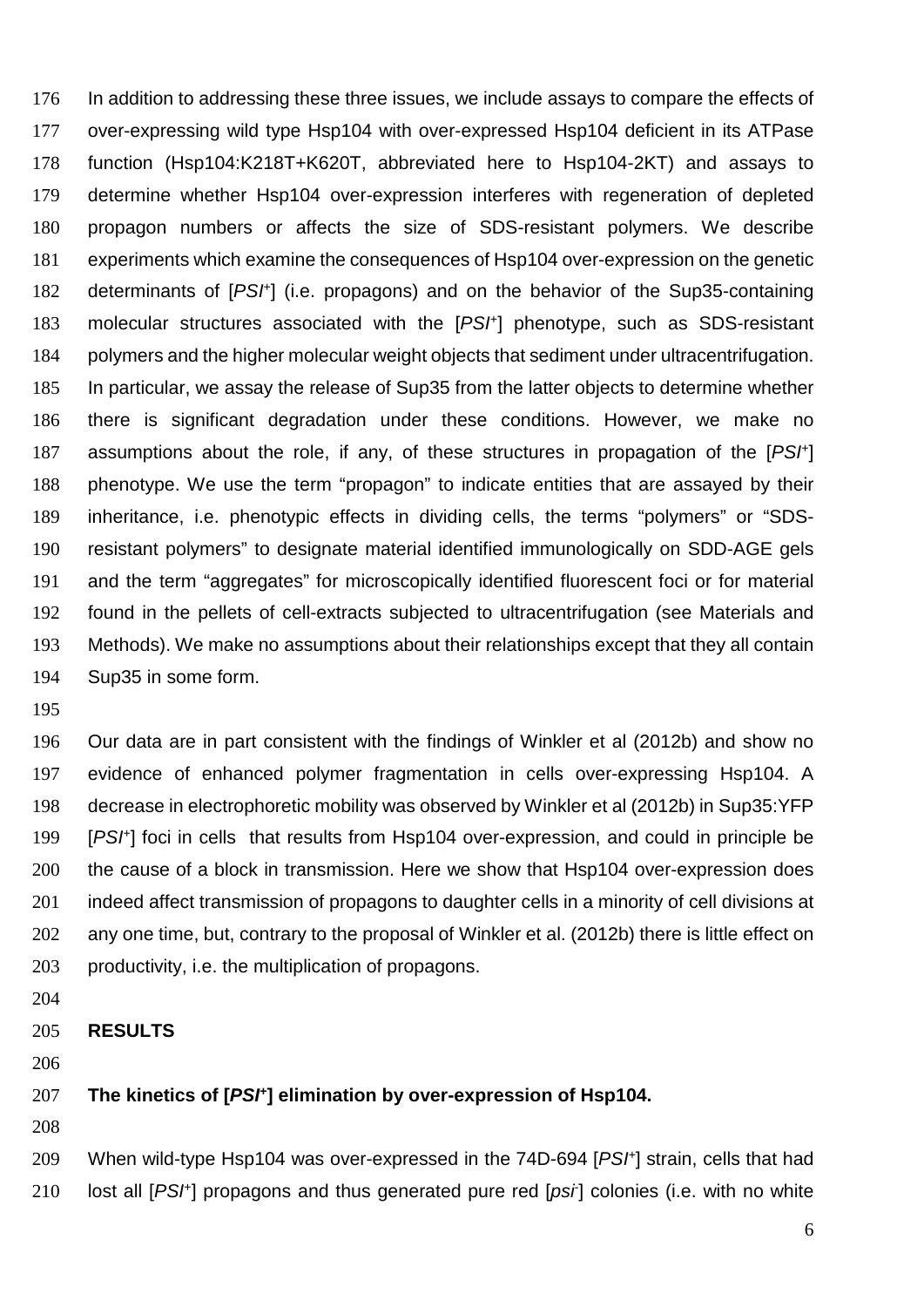In addition to addressing these three issues, we include assays to compare the effects of over-expressing wild type Hsp104 with over-expressed Hsp104 deficient in its ATPase function (Hsp104:K218T+K620T, abbreviated here to Hsp104-2KT) and assays to determine whether Hsp104 over-expression interferes with regeneration of depleted propagon numbers or affects the size of SDS-resistant polymers. We describe experiments which examine the consequences of Hsp104 over-expression on the genetic determinants of [*PSI*$^+$] (i.e. propagons) and on the behavior of the Sup35-containing molecular structures associated with the [*PSI*$^+$] phenotype, such as SDS-resistant polymers and the higher molecular weight objects that sediment under ultracentrifugation. In particular, we assay the release of Sup35 from the latter objects to determine whether there is significant degradation under these conditions. However, we make no assumptions about the role, if any, of these structures in propagation of the [*PSI*$^+$] phenotype. We use the term "propagon" to indicate entities that are assayed by their inheritance, i.e. phenotypic effects in dividing cells, the terms "polymers" or "SDS-resistant polymers" to designate material identified immunologically on SDD-AGE gels and the term "aggregates" for microscopically identified fluorescent foci or for material found in the pellets of cell-extracts subjected to ultracentrifugation (see Materials and Methods). We make no assumptions about their relationships except that they all contain Sup35 in some form.

Our data are in part consistent with the findings of Winkler et al (2012b) and show no evidence of enhanced polymer fragmentation in cells over-expressing Hsp104. A decrease in electrophoretic mobility was observed by Winkler et al (2012b) in Sup35:YFP [*PSI*$^+$] foci in cells that results from Hsp104 over-expression, and could in principle be the cause of a block in transmission. Here we show that Hsp104 over-expression does indeed affect transmission of propagons to daughter cells in a minority of cell divisions at any one time, but, contrary to the proposal of Winkler et al. (2012b) there is little effect on productivity, i.e. the multiplication of propagons.

## RESULTS

### The kinetics of [*PSI*$^+$] elimination by over-expression of Hsp104.

When wild-type Hsp104 was over-expressed in the 74D-694 [*PSI*$^+$] strain, cells that had lost all [*PSI*$^+$] propagons and thus generated pure red [*psi*$^-$] colonies (i.e. with no white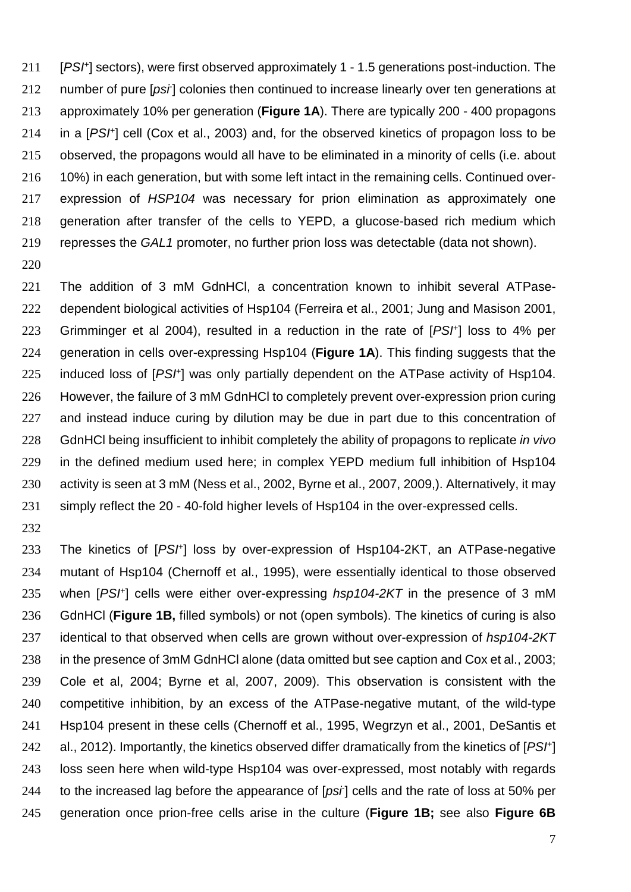[$PSI^+$] sectors), were first observed approximately 1 - 1.5 generations post-induction. The number of pure [$psi^-$] colonies then continued to increase linearly over ten generations at approximately 10% per generation (**Figure 1A**). There are typically 200 - 400 propagons in a [$PSI^+$] cell (Cox et al., 2003) and, for the observed kinetics of propagon loss to be observed, the propagons would all have to be eliminated in a minority of cells (i.e. about 10%) in each generation, but with some left intact in the remaining cells. Continued over-expression of *HSP104* was necessary for prion elimination as approximately one generation after transfer of the cells to YEPD, a glucose-based rich medium which represses the *GAL1* promoter, no further prion loss was detectable (data not shown).

The addition of 3 mM GdnHCl, a concentration known to inhibit several ATPase-dependent biological activities of Hsp104 (Ferreira et al., 2001; Jung and Masison 2001, Grimminger et al 2004), resulted in a reduction in the rate of [$PSI^+$] loss to 4% per generation in cells over-expressing Hsp104 (**Figure 1A**). This finding suggests that the induced loss of [$PSI^+$] was only partially dependent on the ATPase activity of Hsp104. However, the failure of 3 mM GdnHCl to completely prevent over-expression prion curing and instead induce curing by dilution may be due in part due to this concentration of GdnHCl being insufficient to inhibit completely the ability of propagons to replicate *in vivo* in the defined medium used here; in complex YEPD medium full inhibition of Hsp104 activity is seen at 3 mM (Ness et al., 2002, Byrne et al., 2007, 2009,). Alternatively, it may simply reflect the 20 - 40-fold higher levels of Hsp104 in the over-expressed cells.

The kinetics of [$PSI^+$] loss by over-expression of Hsp104-2KT, an ATPase-negative mutant of Hsp104 (Chernoff et al., 1995), were essentially identical to those observed when [$PSI^+$] cells were either over-expressing *hsp104-2KT* in the presence of 3 mM GdnHCl (**Figure 1B,** filled symbols) or not (open symbols). The kinetics of curing is also identical to that observed when cells are grown without over-expression of *hsp104-2KT* in the presence of 3mM GdnHCl alone (data omitted but see caption and Cox et al., 2003; Cole et al, 2004; Byrne et al, 2007, 2009). This observation is consistent with the competitive inhibition, by an excess of the ATPase-negative mutant, of the wild-type Hsp104 present in these cells (Chernoff et al., 1995, Wegrzyn et al., 2001, DeSantis et al., 2012). Importantly, the kinetics observed differ dramatically from the kinetics of [$PSI^+$] loss seen here when wild-type Hsp104 was over-expressed, most notably with regards to the increased lag before the appearance of [$psi^-$] cells and the rate of loss at 50% per generation once prion-free cells arise in the culture (**Figure 1B;** see also **Figure 6B**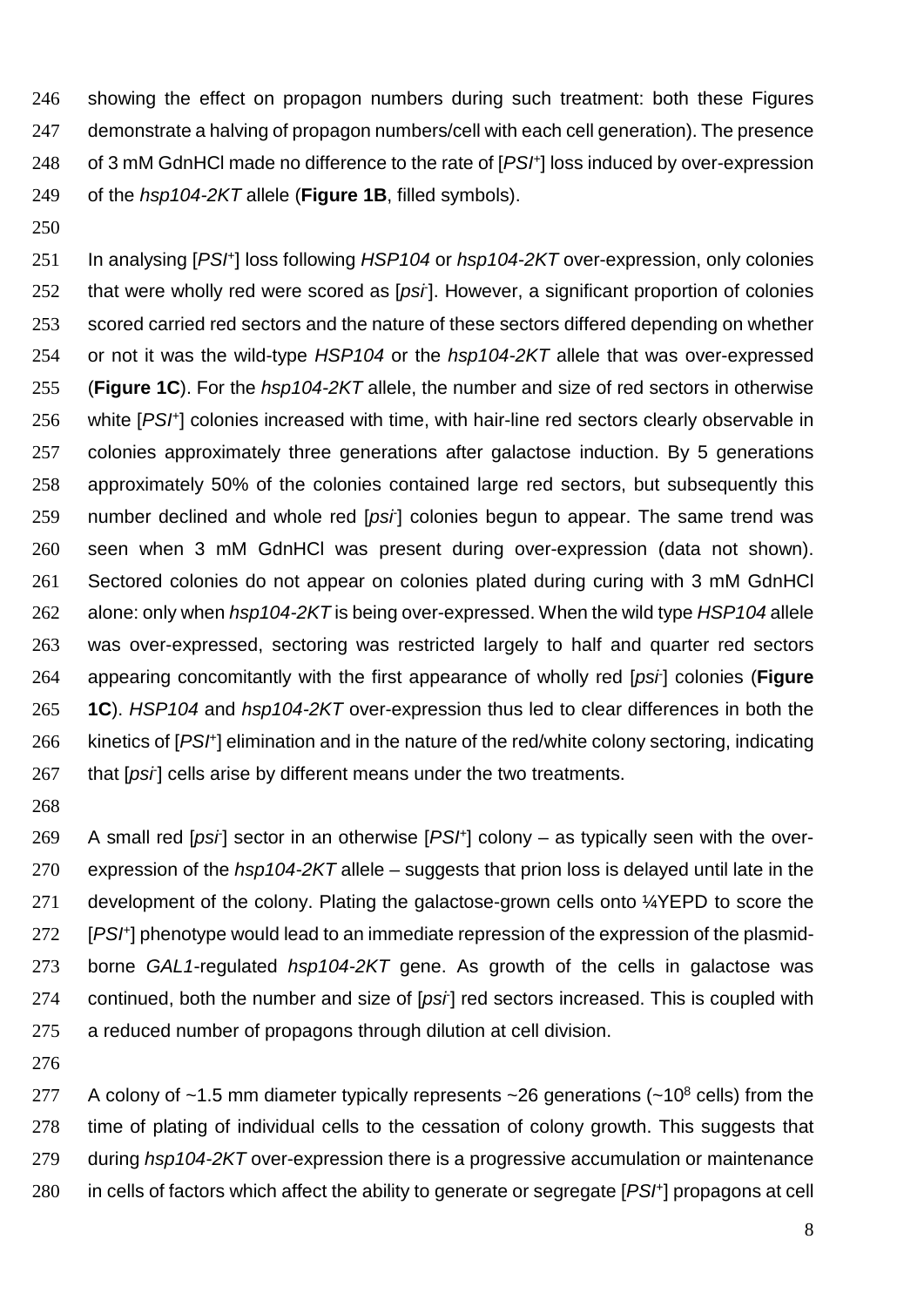showing the effect on propagon numbers during such treatment: both these Figures demonstrate a halving of propagon numbers/cell with each cell generation). The presence of 3 mM GdnHCl made no difference to the rate of [*PSI*$^+$] loss induced by over-expression of the *hsp104-2KT* allele (**Figure 1B**, filled symbols).

In analysing [*PSI*$^+$] loss following *HSP104* or *hsp104-2KT* over-expression, only colonies that were wholly red were scored as [*psi*$^-$]. However, a significant proportion of colonies scored carried red sectors and the nature of these sectors differed depending on whether or not it was the wild-type *HSP104* or the *hsp104-2KT* allele that was over-expressed (**Figure 1C**). For the *hsp104-2KT* allele, the number and size of red sectors in otherwise white [*PSI*$^+$] colonies increased with time, with hair-line red sectors clearly observable in colonies approximately three generations after galactose induction. By 5 generations approximately 50% of the colonies contained large red sectors, but subsequently this number declined and whole red [*psi*$^-$] colonies begun to appear. The same trend was seen when 3 mM GdnHCl was present during over-expression (data not shown). Sectored colonies do not appear on colonies plated during curing with 3 mM GdnHCl alone: only when *hsp104-2KT* is being over-expressed. When the wild type *HSP104* allele was over-expressed, sectoring was restricted largely to half and quarter red sectors appearing concomitantly with the first appearance of wholly red [*psi*$^-$] colonies (**Figure 1C**). *HSP104* and *hsp104-2KT* over-expression thus led to clear differences in both the kinetics of [*PSI*$^+$] elimination and in the nature of the red/white colony sectoring, indicating that [*psi*$^-$] cells arise by different means under the two treatments.

A small red [*psi*$^-$] sector in an otherwise [*PSI*$^+$] colony – as typically seen with the over-expression of the *hsp104-2KT* allele – suggests that prion loss is delayed until late in the development of the colony. Plating the galactose-grown cells onto ¼YEPD to score the [*PSI*$^+$] phenotype would lead to an immediate repression of the expression of the plasmid-borne *GAL1*-regulated *hsp104-2KT* gene. As growth of the cells in galactose was continued, both the number and size of [*psi*$^-$] red sectors increased. This is coupled with a reduced number of propagons through dilution at cell division.

A colony of ~1.5 mm diameter typically represents ~26 generations (~$10^8$ cells) from the time of plating of individual cells to the cessation of colony growth. This suggests that during *hsp104-2KT* over-expression there is a progressive accumulation or maintenance in cells of factors which affect the ability to generate or segregate [*PSI*$^+$] propagons at cell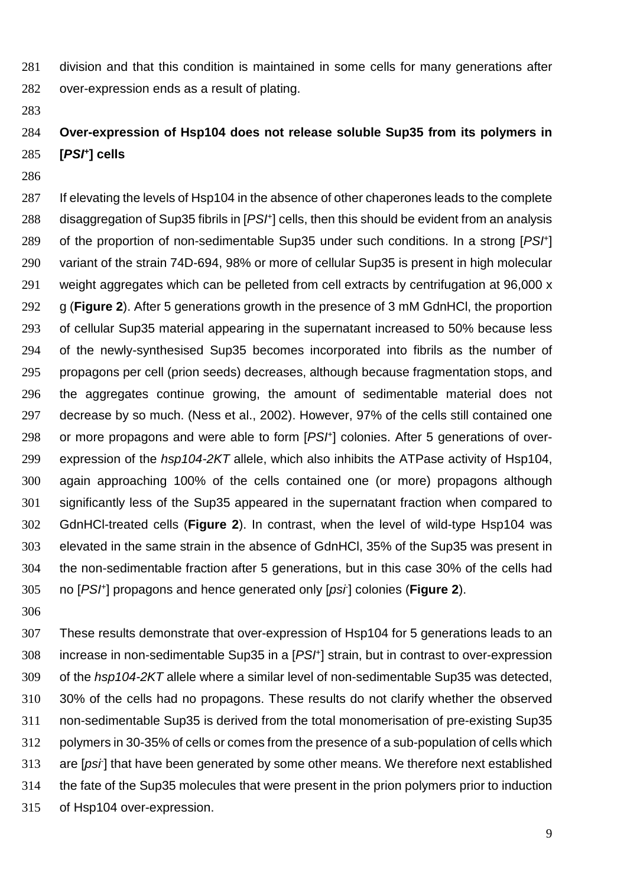division and that this condition is maintained in some cells for many generations after over-expression ends as a result of plating.

## Over-expression of Hsp104 does not release soluble Sup35 from its polymers in [*PSI*$^+$] cells

If elevating the levels of Hsp104 in the absence of other chaperones leads to the complete disaggregation of Sup35 fibrils in [*PSI*$^+$] cells, then this should be evident from an analysis of the proportion of non-sedimentable Sup35 under such conditions. In a strong [*PSI*$^+$] variant of the strain 74D-694, 98% or more of cellular Sup35 is present in high molecular weight aggregates which can be pelleted from cell extracts by centrifugation at 96,000 x g (**Figure 2**). After 5 generations growth in the presence of 3 mM GdnHCl, the proportion of cellular Sup35 material appearing in the supernatant increased to 50% because less of the newly-synthesised Sup35 becomes incorporated into fibrils as the number of propagons per cell (prion seeds) decreases, although because fragmentation stops, and the aggregates continue growing, the amount of sedimentable material does not decrease by so much. (Ness et al., 2002). However, 97% of the cells still contained one or more propagons and were able to form [*PSI*$^+$] colonies. After 5 generations of over-expression of the *hsp104-2KT* allele, which also inhibits the ATPase activity of Hsp104, again approaching 100% of the cells contained one (or more) propagons although significantly less of the Sup35 appeared in the supernatant fraction when compared to GdnHCl-treated cells (**Figure 2**). In contrast, when the level of wild-type Hsp104 was elevated in the same strain in the absence of GdnHCl, 35% of the Sup35 was present in the non-sedimentable fraction after 5 generations, but in this case 30% of the cells had no [*PSI*$^+$] propagons and hence generated only [*psi*$^-$] colonies (**Figure 2**).

These results demonstrate that over-expression of Hsp104 for 5 generations leads to an increase in non-sedimentable Sup35 in a [*PSI*$^+$] strain, but in contrast to over-expression of the *hsp104-2KT* allele where a similar level of non-sedimentable Sup35 was detected, 30% of the cells had no propagons. These results do not clarify whether the observed non-sedimentable Sup35 is derived from the total monomerisation of pre-existing Sup35 polymers in 30-35% of cells or comes from the presence of a sub-population of cells which are [*psi*$^-$] that have been generated by some other means. We therefore next established the fate of the Sup35 molecules that were present in the prion polymers prior to induction of Hsp104 over-expression.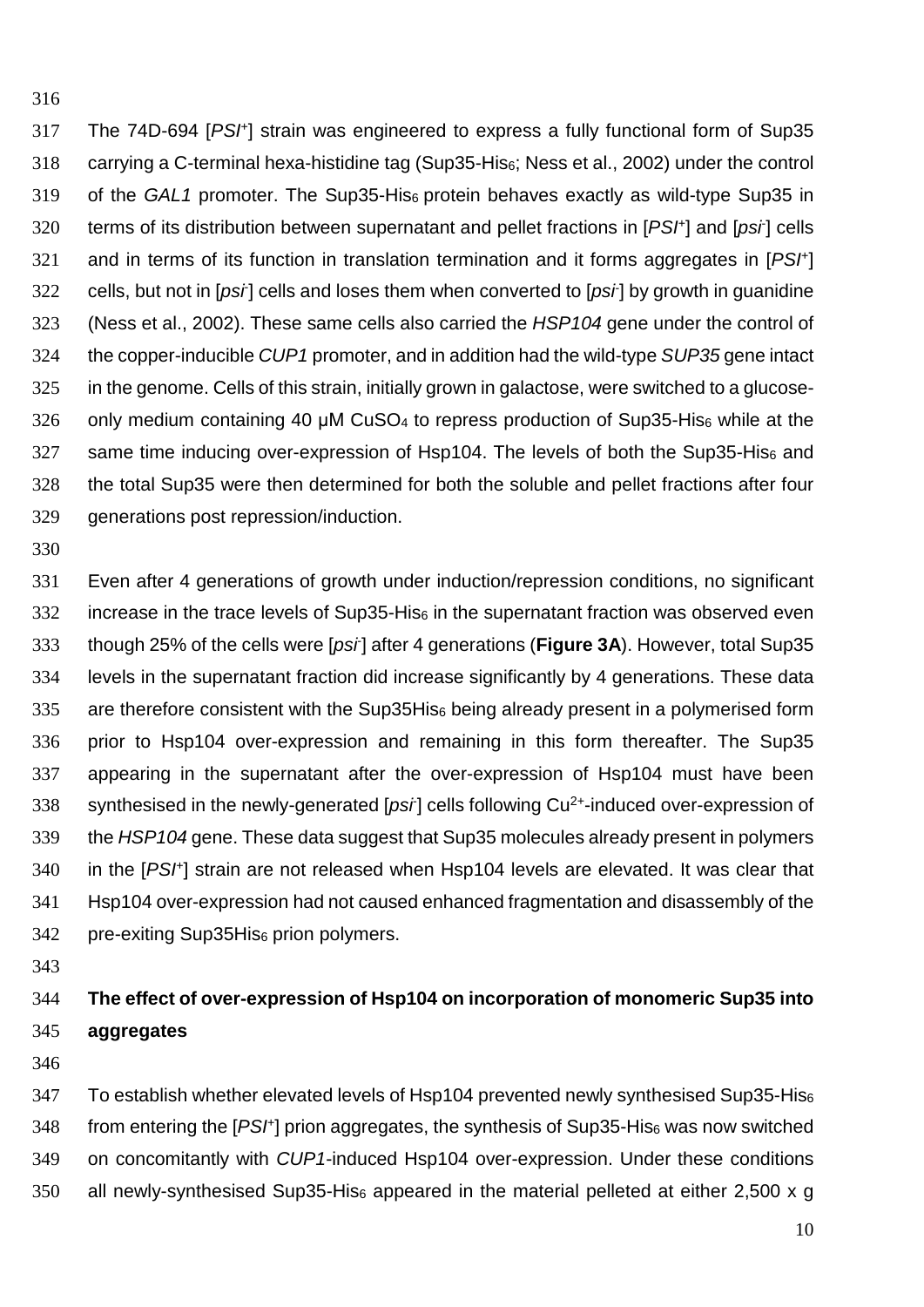The 74D-694 [*PSI*$^+$] strain was engineered to express a fully functional form of Sup35 carrying a C-terminal hexa-histidine tag (Sup35-His$_6$; Ness et al., 2002) under the control of the *GAL1* promoter. The Sup35-His$_6$ protein behaves exactly as wild-type Sup35 in terms of its distribution between supernatant and pellet fractions in [*PSI*$^+$] and [*psi*$^-$] cells and in terms of its function in translation termination and it forms aggregates in [*PSI*$^+$] cells, but not in [*psi*$^-$] cells and loses them when converted to [*psi*$^-$] by growth in guanidine (Ness et al., 2002). These same cells also carried the *HSP104* gene under the control of the copper-inducible *CUP1* promoter, and in addition had the wild-type *SUP35* gene intact in the genome. Cells of this strain, initially grown in galactose, were switched to a glucose-only medium containing 40 µM $CuSO_4$ to repress production of Sup35-His$_6$ while at the same time inducing over-expression of Hsp104. The levels of both the Sup35-His$_6$ and the total Sup35 were then determined for both the soluble and pellet fractions after four generations post repression/induction.

Even after 4 generations of growth under induction/repression conditions, no significant increase in the trace levels of Sup35-His$_6$ in the supernatant fraction was observed even though 25% of the cells were [*psi*$^-$] after 4 generations (**Figure 3A**). However, total Sup35 levels in the supernatant fraction did increase significantly by 4 generations. These data are therefore consistent with the Sup35His$_6$ being already present in a polymerised form prior to Hsp104 over-expression and remaining in this form thereafter. The Sup35 appearing in the supernatant after the over-expression of Hsp104 must have been synthesised in the newly-generated [*psi*$^-$] cells following $Cu^{2+}$-induced over-expression of the *HSP104* gene. These data suggest that Sup35 molecules already present in polymers in the [*PSI*$^+$] strain are not released when Hsp104 levels are elevated. It was clear that Hsp104 over-expression had not caused enhanced fragmentation and disassembly of the pre-exiting Sup35His$_6$ prion polymers.

**The effect of over-expression of Hsp104 on incorporation of monomeric Sup35 into aggregates**

To establish whether elevated levels of Hsp104 prevented newly synthesised Sup35-His$_6$ from entering the [*PSI*$^+$] prion aggregates, the synthesis of Sup35-His$_6$ was now switched on concomitantly with *CUP1*-induced Hsp104 over-expression. Under these conditions all newly-synthesised Sup35-His$_6$ appeared in the material pelleted at either 2,500 x g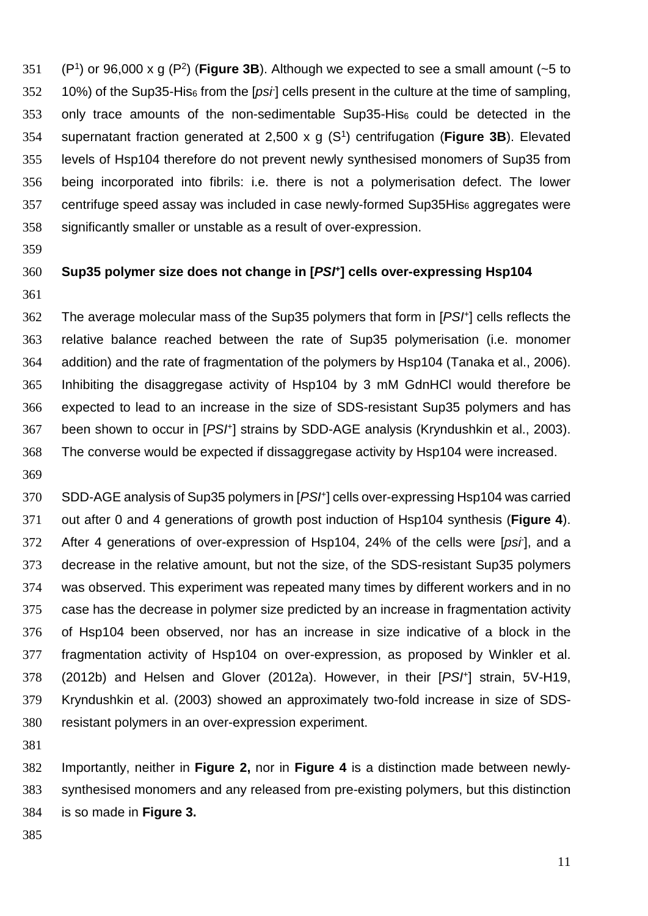($P^1$) or 96,000 x g ($P^2$) (**Figure 3B**). Although we expected to see a small amount (~5 to 10%) of the Sup35-$His_6$ from the [*psi*⁻] cells present in the culture at the time of sampling, only trace amounts of the non-sedimentable Sup35-$His_6$ could be detected in the supernatant fraction generated at 2,500 x g ($S^1$) centrifugation (**Figure 3B**). Elevated levels of Hsp104 therefore do not prevent newly synthesised monomers of Sup35 from being incorporated into fibrils: i.e. there is not a polymerisation defect. The lower centrifuge speed assay was included in case newly-formed Sup35$His_6$ aggregates were significantly smaller or unstable as a result of over-expression.

**Sup35 polymer size does not change in [*PSI*⁺] cells over-expressing Hsp104**

The average molecular mass of the Sup35 polymers that form in [*PSI*⁺] cells reflects the relative balance reached between the rate of Sup35 polymerisation (i.e. monomer addition) and the rate of fragmentation of the polymers by Hsp104 (Tanaka et al., 2006). Inhibiting the disaggregase activity of Hsp104 by 3 mM GdnHCl would therefore be expected to lead to an increase in the size of SDS-resistant Sup35 polymers and has been shown to occur in [*PSI*⁺] strains by SDD-AGE analysis (Kryndushkin et al., 2003). The converse would be expected if dissaggregase activity by Hsp104 were increased.

SDD-AGE analysis of Sup35 polymers in [*PSI*⁺] cells over-expressing Hsp104 was carried out after 0 and 4 generations of growth post induction of Hsp104 synthesis (**Figure 4**). After 4 generations of over-expression of Hsp104, 24% of the cells were [*psi*⁻], and a decrease in the relative amount, but not the size, of the SDS-resistant Sup35 polymers was observed. This experiment was repeated many times by different workers and in no case has the decrease in polymer size predicted by an increase in fragmentation activity of Hsp104 been observed, nor has an increase in size indicative of a block in the fragmentation activity of Hsp104 on over-expression, as proposed by Winkler et al. (2012b) and Helsen and Glover (2012a). However, in their [*PSI*⁺] strain, 5V-H19, Kryndushkin et al. (2003) showed an approximately two-fold increase in size of SDS-resistant polymers in an over-expression experiment.

Importantly, neither in **Figure 2,** nor in **Figure 4** is a distinction made between newly-synthesised monomers and any released from pre-existing polymers, but this distinction is so made in **Figure 3.**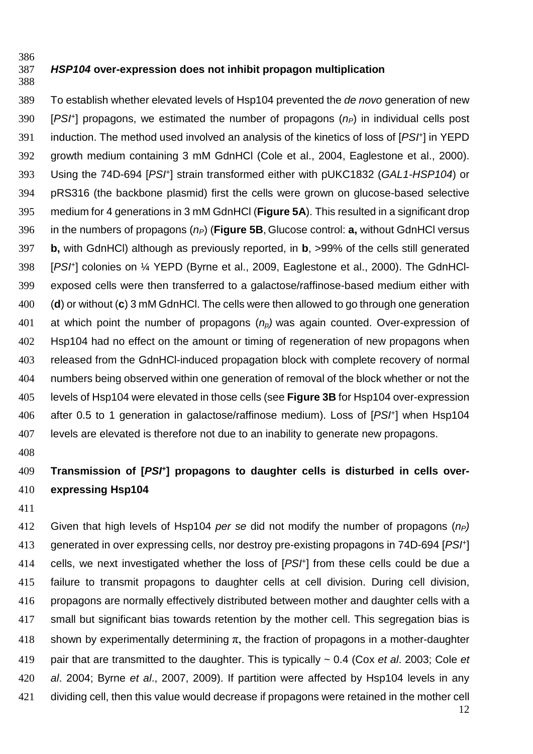### *HSP104* over-expression does not inhibit propagon multiplication

To establish whether elevated levels of Hsp104 prevented the *de novo* generation of new [*PSI*+] propagons, we estimated the number of propagons ($n_P$) in individual cells post induction. The method used involved an analysis of the kinetics of loss of [*PSI*+] in YEPD growth medium containing 3 mM GdnHCl (Cole et al., 2004, Eaglestone et al., 2000). Using the 74D-694 [*PSI*+] strain transformed either with pUKC1832 (*GAL1-HSP104*) or pRS316 (the backbone plasmid) first the cells were grown on glucose-based selective medium for 4 generations in 3 mM GdnHCl (**Figure 5A**). This resulted in a significant drop in the numbers of propagons ($n_P$) (**Figure 5B**, Glucose control: **a,** without GdnHCl versus **b,** with GdnHCl) although as previously reported, in **b**, >99% of the cells still generated [*PSI*+] colonies on ¼ YEPD (Byrne et al., 2009, Eaglestone et al., 2000). The GdnHCl-exposed cells were then transferred to a galactose/raffinose-based medium either with (**d**) or without (**c**) 3 mM GdnHCl. The cells were then allowed to go through one generation at which point the number of propagons ($n_p$) was again counted. Over-expression of Hsp104 had no effect on the amount or timing of regeneration of new propagons when released from the GdnHCl-induced propagation block with complete recovery of normal numbers being observed within one generation of removal of the block whether or not the levels of Hsp104 were elevated in those cells (see **Figure 3B** for Hsp104 over-expression after 0.5 to 1 generation in galactose/raffinose medium). Loss of [*PSI*+] when Hsp104 levels are elevated is therefore not due to an inability to generate new propagons.

### Transmission of [*PSI*+] propagons to daughter cells is disturbed in cells over-expressing Hsp104

Given that high levels of Hsp104 *per se* did not modify the number of propagons ($n_P$) generated in over expressing cells, nor destroy pre-existing propagons in 74D-694 [*PSI*+] cells, we next investigated whether the loss of [*PSI*+] from these cells could be due a failure to transmit propagons to daughter cells at cell division. During cell division, propagons are normally effectively distributed between mother and daughter cells with a small but significant bias towards retention by the mother cell. This segregation bias is shown by experimentally determining $\pi$, the fraction of propagons in a mother-daughter pair that are transmitted to the daughter. This is typically ~ 0.4 (Cox *et al*. 2003; Cole *et al*. 2004; Byrne *et al*., 2007, 2009). If partition were affected by Hsp104 levels in any dividing cell, then this value would decrease if propagons were retained in the mother cell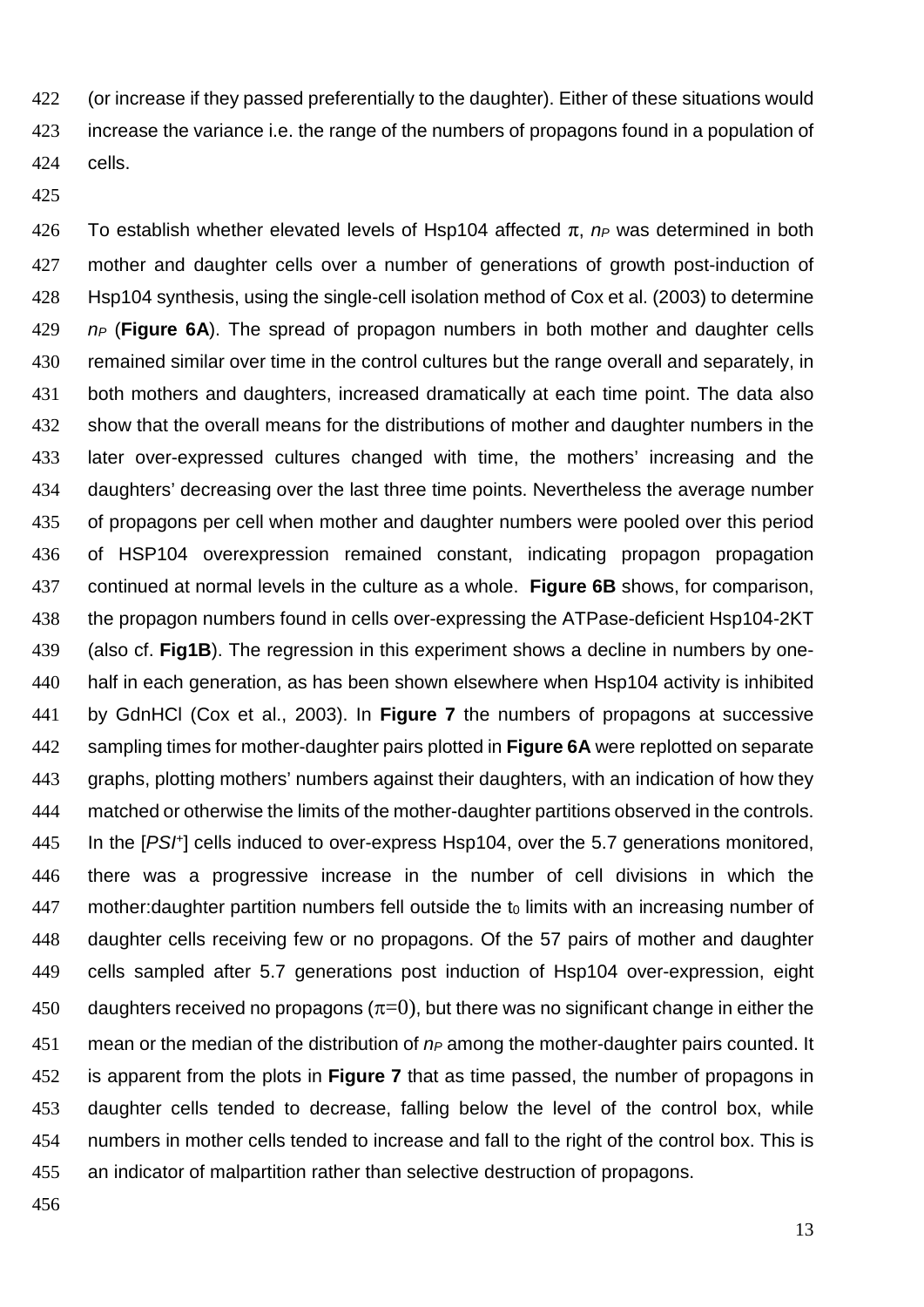(or increase if they passed preferentially to the daughter). Either of these situations would increase the variance i.e. the range of the numbers of propagons found in a population of cells.

To establish whether elevated levels of Hsp104 affected $\pi$, $n_P$ was determined in both mother and daughter cells over a number of generations of growth post-induction of Hsp104 synthesis, using the single-cell isolation method of Cox et al. (2003) to determine $n_P$ (**Figure 6A**). The spread of propagon numbers in both mother and daughter cells remained similar over time in the control cultures but the range overall and separately, in both mothers and daughters, increased dramatically at each time point. The data also show that the overall means for the distributions of mother and daughter numbers in the later over-expressed cultures changed with time, the mothers' increasing and the daughters' decreasing over the last three time points. Nevertheless the average number of propagons per cell when mother and daughter numbers were pooled over this period of HSP104 overexpression remained constant, indicating propagon propagation continued at normal levels in the culture as a whole. **Figure 6B** shows, for comparison, the propagon numbers found in cells over-expressing the ATPase-deficient Hsp104-2KT (also cf. **Fig1B**). The regression in this experiment shows a decline in numbers by one-half in each generation, as has been shown elsewhere when Hsp104 activity is inhibited by GdnHCl (Cox et al., 2003). In **Figure 7** the numbers of propagons at successive sampling times for mother-daughter pairs plotted in **Figure 6A** were replotted on separate graphs, plotting mothers' numbers against their daughters, with an indication of how they matched or otherwise the limits of the mother-daughter partitions observed in the controls. In the [*PSI*+] cells induced to over-express Hsp104, over the 5.7 generations monitored, there was a progressive increase in the number of cell divisions in which the mother:daughter partition numbers fell outside the $t_0$ limits with an increasing number of daughter cells receiving few or no propagons. Of the 57 pairs of mother and daughter cells sampled after 5.7 generations post induction of Hsp104 over-expression, eight daughters received no propagons ($\pi=0$), but there was no significant change in either the mean or the median of the distribution of $n_P$ among the mother-daughter pairs counted. It is apparent from the plots in **Figure 7** that as time passed, the number of propagons in daughter cells tended to decrease, falling below the level of the control box, while numbers in mother cells tended to increase and fall to the right of the control box. This is an indicator of malpartition rather than selective destruction of propagons.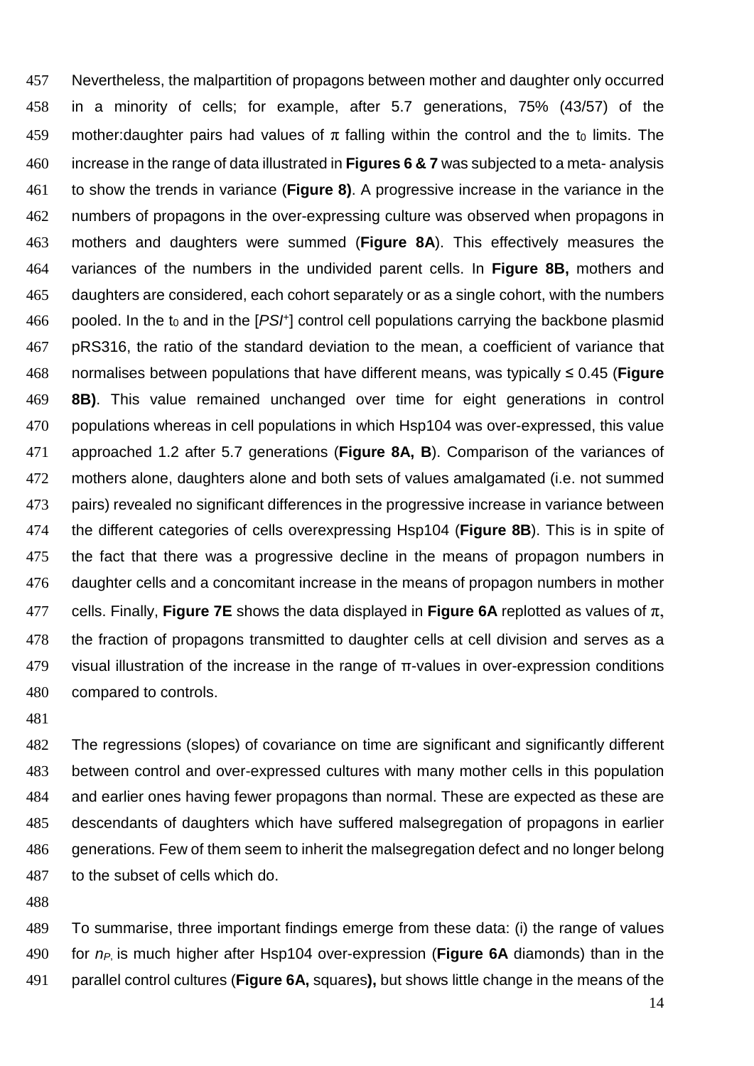Nevertheless, the malpartition of propagons between mother and daughter only occurred in a minority of cells; for example, after 5.7 generations, 75% (43/57) of the mother:daughter pairs had values of $\pi$ falling within the control and the $t_0$ limits. The increase in the range of data illustrated in **Figures 6 & 7** was subjected to a meta- analysis to show the trends in variance (**Figure 8)**. A progressive increase in the variance in the numbers of propagons in the over-expressing culture was observed when propagons in mothers and daughters were summed (**Figure 8A**). This effectively measures the variances of the numbers in the undivided parent cells. In **Figure 8B,** mothers and daughters are considered, each cohort separately or as a single cohort, with the numbers pooled. In the $t_0$ and in the [*PSI*$^+$] control cell populations carrying the backbone plasmid pRS316, the ratio of the standard deviation to the mean, a coefficient of variance that normalises between populations that have different means, was typically ≤ 0.45 (**Figure 8B)**. This value remained unchanged over time for eight generations in control populations whereas in cell populations in which Hsp104 was over-expressed, this value approached 1.2 after 5.7 generations (**Figure 8A, B**). Comparison of the variances of mothers alone, daughters alone and both sets of values amalgamated (i.e. not summed pairs) revealed no significant differences in the progressive increase in variance between the different categories of cells overexpressing Hsp104 (**Figure 8B**). This is in spite of the fact that there was a progressive decline in the means of propagon numbers in daughter cells and a concomitant increase in the means of propagon numbers in mother cells. Finally, **Figure 7E** shows the data displayed in **Figure 6A** replotted as values of $\pi$, the fraction of propagons transmitted to daughter cells at cell division and serves as a visual illustration of the increase in the range of $\pi$-values in over-expression conditions compared to controls.

The regressions (slopes) of covariance on time are significant and significantly different between control and over-expressed cultures with many mother cells in this population and earlier ones having fewer propagons than normal. These are expected as these are descendants of daughters which have suffered malsegregation of propagons in earlier generations. Few of them seem to inherit the malsegregation defect and no longer belong to the subset of cells which do.

To summarise, three important findings emerge from these data: (i) the range of values for $n_P$, is much higher after Hsp104 over-expression (**Figure 6A** diamonds) than in the parallel control cultures (**Figure 6A,** squares**),** but shows little change in the means of the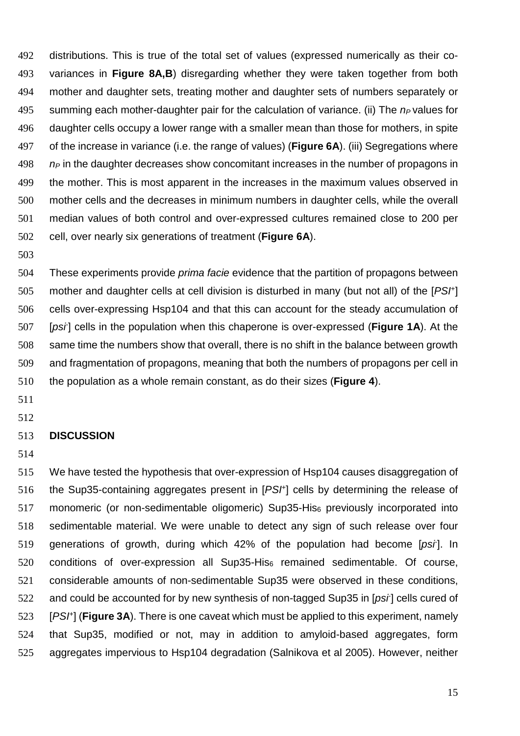distributions. This is true of the total set of values (expressed numerically as their co-variances in **Figure 8A,B**) disregarding whether they were taken together from both mother and daughter sets, treating mother and daughter sets of numbers separately or summing each mother-daughter pair for the calculation of variance. (ii) The $n_P$ values for daughter cells occupy a lower range with a smaller mean than those for mothers, in spite of the increase in variance (i.e. the range of values) (**Figure 6A**). (iii) Segregations where $n_P$ in the daughter decreases show concomitant increases in the number of propagons in the mother. This is most apparent in the increases in the maximum values observed in mother cells and the decreases in minimum numbers in daughter cells, while the overall median values of both control and over-expressed cultures remained close to 200 per cell, over nearly six generations of treatment (**Figure 6A**).

These experiments provide *prima facie* evidence that the partition of propagons between mother and daughter cells at cell division is disturbed in many (but not all) of the [*PSI*$^+$] cells over-expressing Hsp104 and that this can account for the steady accumulation of [*psi*$^-$] cells in the population when this chaperone is over-expressed (**Figure 1A**). At the same time the numbers show that overall, there is no shift in the balance between growth and fragmentation of propagons, meaning that both the numbers of propagons per cell in the population as a whole remain constant, as do their sizes (**Figure 4**).

## DISCUSSION

We have tested the hypothesis that over-expression of Hsp104 causes disaggregation of the Sup35-containing aggregates present in [*PSI*$^+$] cells by determining the release of monomeric (or non-sedimentable oligomeric) Sup35-His$_6$ previously incorporated into sedimentable material. We were unable to detect any sign of such release over four generations of growth, during which 42% of the population had become [*psi*$^-$]. In conditions of over-expression all Sup35-His$_6$ remained sedimentable. Of course, considerable amounts of non-sedimentable Sup35 were observed in these conditions, and could be accounted for by new synthesis of non-tagged Sup35 in [*psi*$^-$] cells cured of [*PSI*$^+$] (**Figure 3A**). There is one caveat which must be applied to this experiment, namely that Sup35, modified or not, may in addition to amyloid-based aggregates, form aggregates impervious to Hsp104 degradation (Salnikova et al 2005). However, neither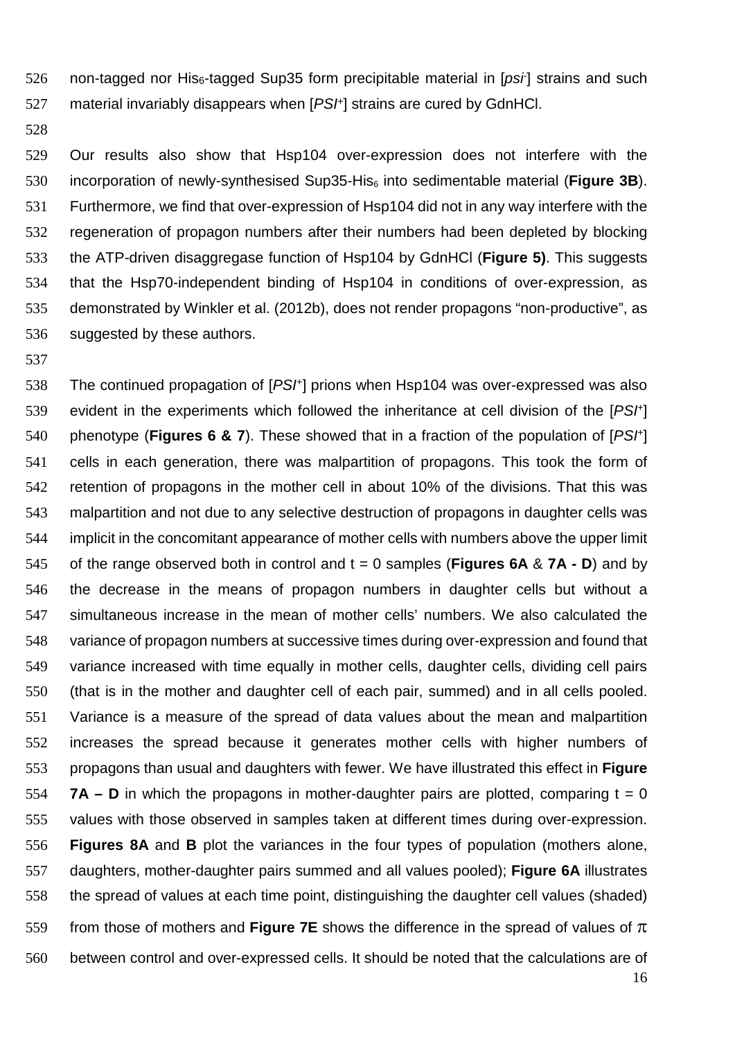non-tagged nor $His_6$-tagged Sup35 form precipitable material in [*psi*$^-$] strains and such material invariably disappears when [*PSI*$^+$] strains are cured by GdnHCl.

Our results also show that Hsp104 over-expression does not interfere with the incorporation of newly-synthesised Sup35-$His_6$ into sedimentable material (**Figure 3B**). Furthermore, we find that over-expression of Hsp104 did not in any way interfere with the regeneration of propagon numbers after their numbers had been depleted by blocking the ATP-driven disaggregase function of Hsp104 by GdnHCl (**Figure 5)**. This suggests that the Hsp70-independent binding of Hsp104 in conditions of over-expression, as demonstrated by Winkler et al. (2012b), does not render propagons "non-productive", as suggested by these authors.

The continued propagation of [*PSI*$^+$] prions when Hsp104 was over-expressed was also evident in the experiments which followed the inheritance at cell division of the [*PSI*$^+$] phenotype (**Figures 6 & 7**). These showed that in a fraction of the population of [*PSI*$^+$] cells in each generation, there was malpartition of propagons. This took the form of retention of propagons in the mother cell in about 10% of the divisions. That this was malpartition and not due to any selective destruction of propagons in daughter cells was implicit in the concomitant appearance of mother cells with numbers above the upper limit of the range observed both in control and t = 0 samples (**Figures 6A** & **7A - D**) and by the decrease in the means of propagon numbers in daughter cells but without a simultaneous increase in the mean of mother cells' numbers. We also calculated the variance of propagon numbers at successive times during over-expression and found that variance increased with time equally in mother cells, daughter cells, dividing cell pairs (that is in the mother and daughter cell of each pair, summed) and in all cells pooled. Variance is a measure of the spread of data values about the mean and malpartition increases the spread because it generates mother cells with higher numbers of propagons than usual and daughters with fewer. We have illustrated this effect in **Figure 7A – D** in which the propagons in mother-daughter pairs are plotted, comparing t = 0 values with those observed in samples taken at different times during over-expression. **Figures 8A** and **B** plot the variances in the four types of population (mothers alone, daughters, mother-daughter pairs summed and all values pooled); **Figure 6A** illustrates the spread of values at each time point, distinguishing the daughter cell values (shaded) from those of mothers and **Figure 7E** shows the difference in the spread of values of $\pi$ between control and over-expressed cells. It should be noted that the calculations are of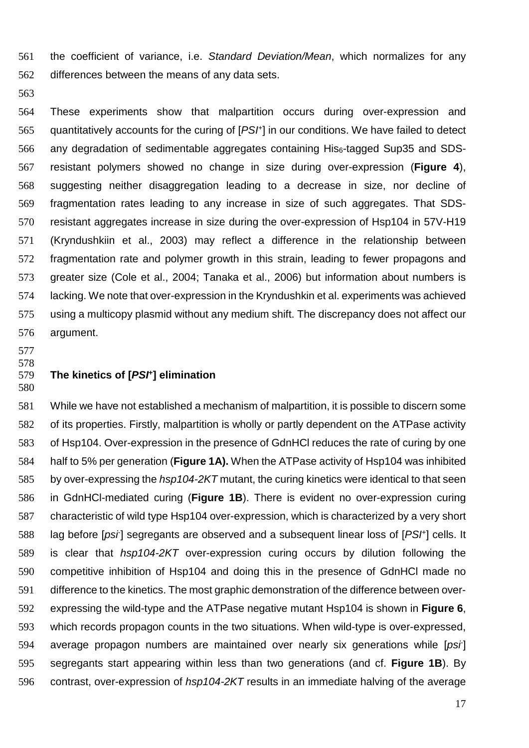the coefficient of variance, i.e. *Standard Deviation/Mean*, which normalizes for any differences between the means of any data sets.

These experiments show that malpartition occurs during over-expression and quantitatively accounts for the curing of [*PSI*$^+$] in our conditions. We have failed to detect any degradation of sedimentable aggregates containing $His_6$-tagged Sup35 and SDS-resistant polymers showed no change in size during over-expression (**Figure 4**), suggesting neither disaggregation leading to a decrease in size, nor decline of fragmentation rates leading to any increase in size of such aggregates. That SDS-resistant aggregates increase in size during the over-expression of Hsp104 in 57V-H19 (Kryndushkiin et al., 2003) may reflect a difference in the relationship between fragmentation rate and polymer growth in this strain, leading to fewer propagons and greater size (Cole et al., 2004; Tanaka et al., 2006) but information about numbers is lacking. We note that over-expression in the Kryndushkin et al. experiments was achieved using a multicopy plasmid without any medium shift. The discrepancy does not affect our argument.

## The kinetics of [*PSI*$^+$] elimination

While we have not established a mechanism of malpartition, it is possible to discern some of its properties. Firstly, malpartition is wholly or partly dependent on the ATPase activity of Hsp104. Over-expression in the presence of GdnHCl reduces the rate of curing by one half to 5% per generation (**Figure 1A).** When the ATPase activity of Hsp104 was inhibited by over-expressing the *hsp104-2KT* mutant, the curing kinetics were identical to that seen in GdnHCl-mediated curing (**Figure 1B**). There is evident no over-expression curing characteristic of wild type Hsp104 over-expression, which is characterized by a very short lag before [*psi*$^-$] segregants are observed and a subsequent linear loss of [*PSI*$^+$] cells. It is clear that *hsp104-2KT* over-expression curing occurs by dilution following the competitive inhibition of Hsp104 and doing this in the presence of GdnHCl made no difference to the kinetics. The most graphic demonstration of the difference between over-expressing the wild-type and the ATPase negative mutant Hsp104 is shown in **Figure 6**, which records propagon counts in the two situations. When wild-type is over-expressed, average propagon numbers are maintained over nearly six generations while [*psi*$^-$] segregants start appearing within less than two generations (and cf. **Figure 1B**). By contrast, over-expression of *hsp104-2KT* results in an immediate halving of the average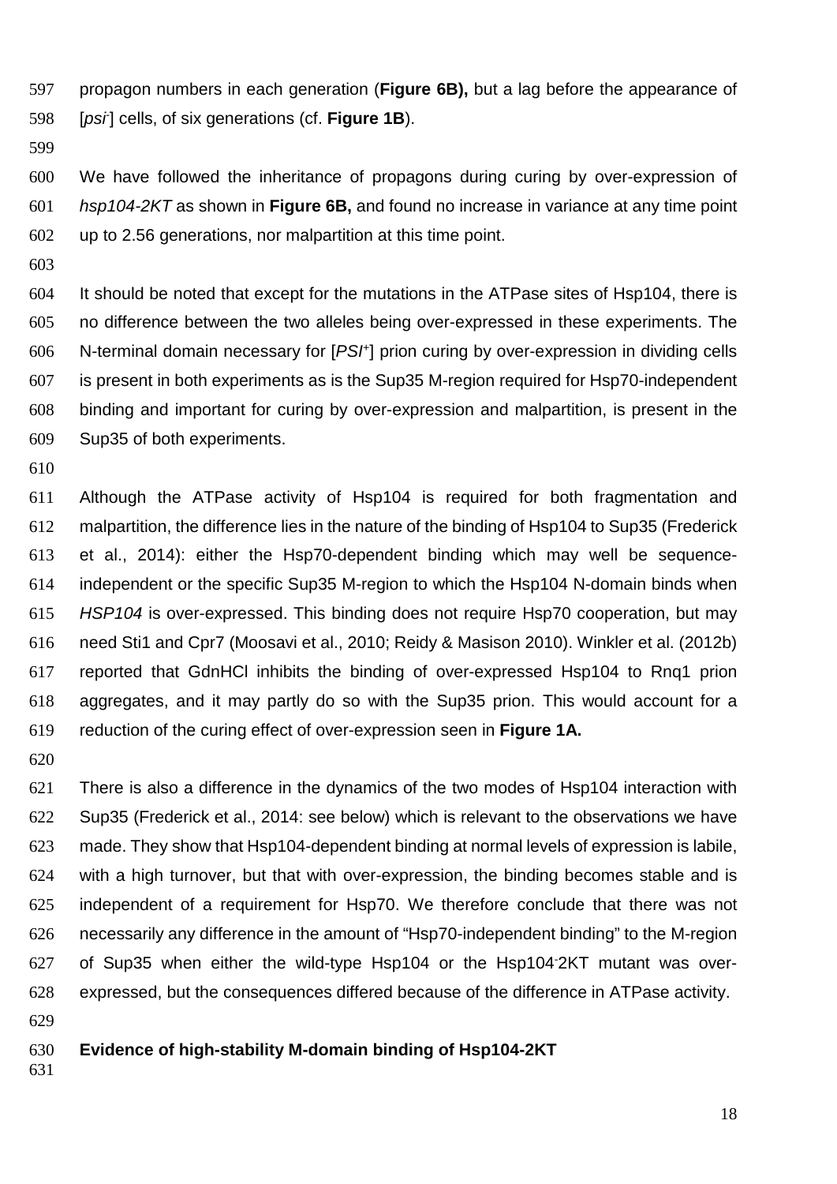propagon numbers in each generation (**Figure 6B),** but a lag before the appearance of [*psi*⁻] cells, of six generations (cf. **Figure 1B**).

We have followed the inheritance of propagons during curing by over-expression of *hsp104-2KT* as shown in **Figure 6B,** and found no increase in variance at any time point up to 2.56 generations, nor malpartition at this time point.

It should be noted that except for the mutations in the ATPase sites of Hsp104, there is no difference between the two alleles being over-expressed in these experiments. The N-terminal domain necessary for [*PSI*⁺] prion curing by over-expression in dividing cells is present in both experiments as is the Sup35 M-region required for Hsp70-independent binding and important for curing by over-expression and malpartition, is present in the Sup35 of both experiments.

Although the ATPase activity of Hsp104 is required for both fragmentation and malpartition, the difference lies in the nature of the binding of Hsp104 to Sup35 (Frederick et al., 2014): either the Hsp70-dependent binding which may well be sequence-independent or the specific Sup35 M-region to which the Hsp104 N-domain binds when *HSP104* is over-expressed. This binding does not require Hsp70 cooperation, but may need Sti1 and Cpr7 (Moosavi et al., 2010; Reidy & Masison 2010). Winkler et al. (2012b) reported that GdnHCl inhibits the binding of over-expressed Hsp104 to Rnq1 prion aggregates, and it may partly do so with the Sup35 prion. This would account for a reduction of the curing effect of over-expression seen in **Figure 1A.**

There is also a difference in the dynamics of the two modes of Hsp104 interaction with Sup35 (Frederick et al., 2014: see below) which is relevant to the observations we have made. They show that Hsp104-dependent binding at normal levels of expression is labile, with a high turnover, but that with over-expression, the binding becomes stable and is independent of a requirement for Hsp70. We therefore conclude that there was not necessarily any difference in the amount of "Hsp70-independent binding" to the M-region of Sup35 when either the wild-type Hsp104 or the Hsp104⁻2KT mutant was over-expressed, but the consequences differed because of the difference in ATPase activity.

**Evidence of high-stability M-domain binding of Hsp104-2KT**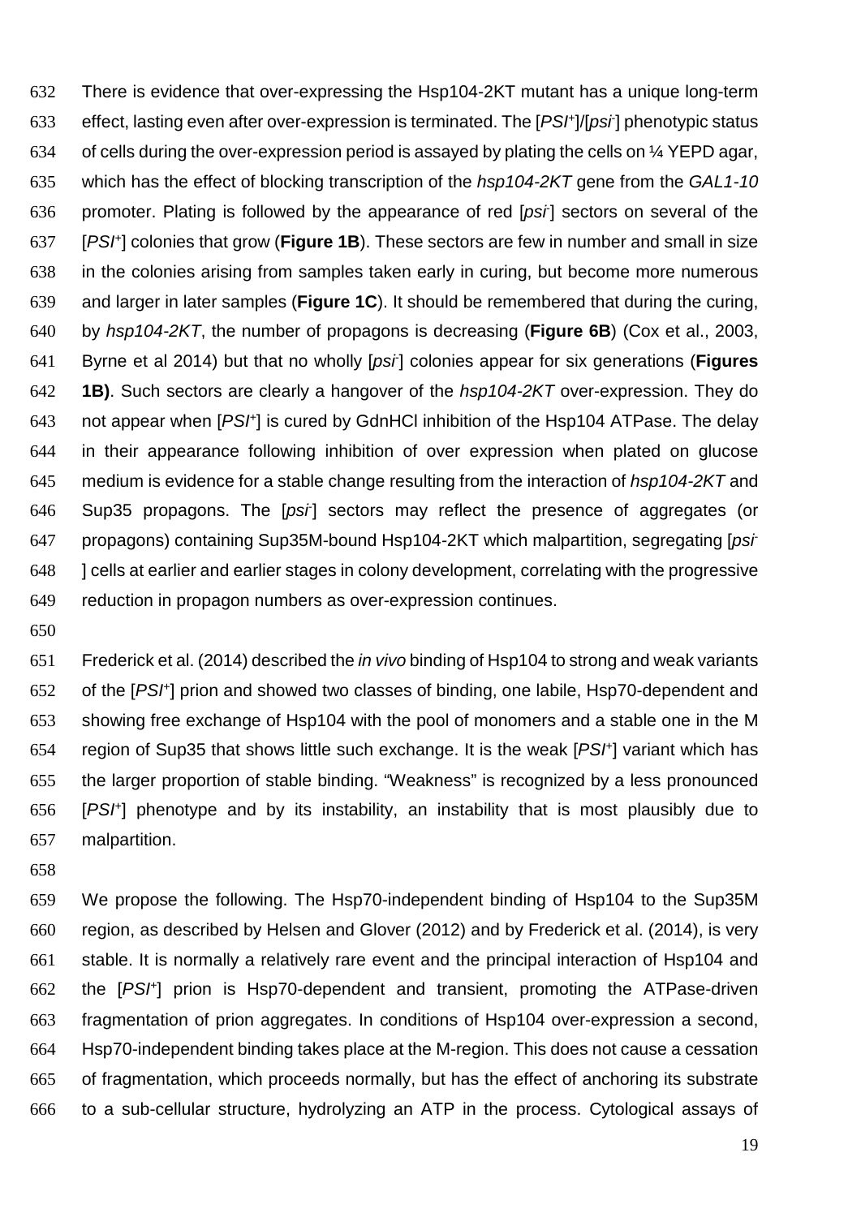There is evidence that over-expressing the Hsp104-2KT mutant has a unique long-term effect, lasting even after over-expression is terminated. The [*PSI*+]/[*psi*-] phenotypic status of cells during the over-expression period is assayed by plating the cells on ¼ YEPD agar, which has the effect of blocking transcription of the *hsp104-2KT* gene from the *GAL1-10* promoter. Plating is followed by the appearance of red [*psi*-] sectors on several of the [*PSI*+] colonies that grow (**Figure 1B**). These sectors are few in number and small in size in the colonies arising from samples taken early in curing, but become more numerous and larger in later samples (**Figure 1C**). It should be remembered that during the curing, by *hsp104-2KT*, the number of propagons is decreasing (**Figure 6B**) (Cox et al., 2003, Byrne et al 2014) but that no wholly [*psi*-] colonies appear for six generations (**Figures 1B)**. Such sectors are clearly a hangover of the *hsp104-2KT* over-expression. They do not appear when [*PSI*+] is cured by GdnHCl inhibition of the Hsp104 ATPase. The delay in their appearance following inhibition of over expression when plated on glucose medium is evidence for a stable change resulting from the interaction of *hsp104-2KT* and Sup35 propagons. The [*psi*-] sectors may reflect the presence of aggregates (or propagons) containing Sup35M-bound Hsp104-2KT which malpartition, segregating [*psi*-] cells at earlier and earlier stages in colony development, correlating with the progressive reduction in propagon numbers as over-expression continues.

Frederick et al. (2014) described the *in vivo* binding of Hsp104 to strong and weak variants of the [*PSI*+] prion and showed two classes of binding, one labile, Hsp70-dependent and showing free exchange of Hsp104 with the pool of monomers and a stable one in the M region of Sup35 that shows little such exchange. It is the weak [*PSI*+] variant which has the larger proportion of stable binding. "Weakness" is recognized by a less pronounced [*PSI*+] phenotype and by its instability, an instability that is most plausibly due to malpartition.

We propose the following. The Hsp70-independent binding of Hsp104 to the Sup35M region, as described by Helsen and Glover (2012) and by Frederick et al. (2014), is very stable. It is normally a relatively rare event and the principal interaction of Hsp104 and the [*PSI*+] prion is Hsp70-dependent and transient, promoting the ATPase-driven fragmentation of prion aggregates. In conditions of Hsp104 over-expression a second, Hsp70-independent binding takes place at the M-region. This does not cause a cessation of fragmentation, which proceeds normally, but has the effect of anchoring its substrate to a sub-cellular structure, hydrolyzing an ATP in the process. Cytological assays of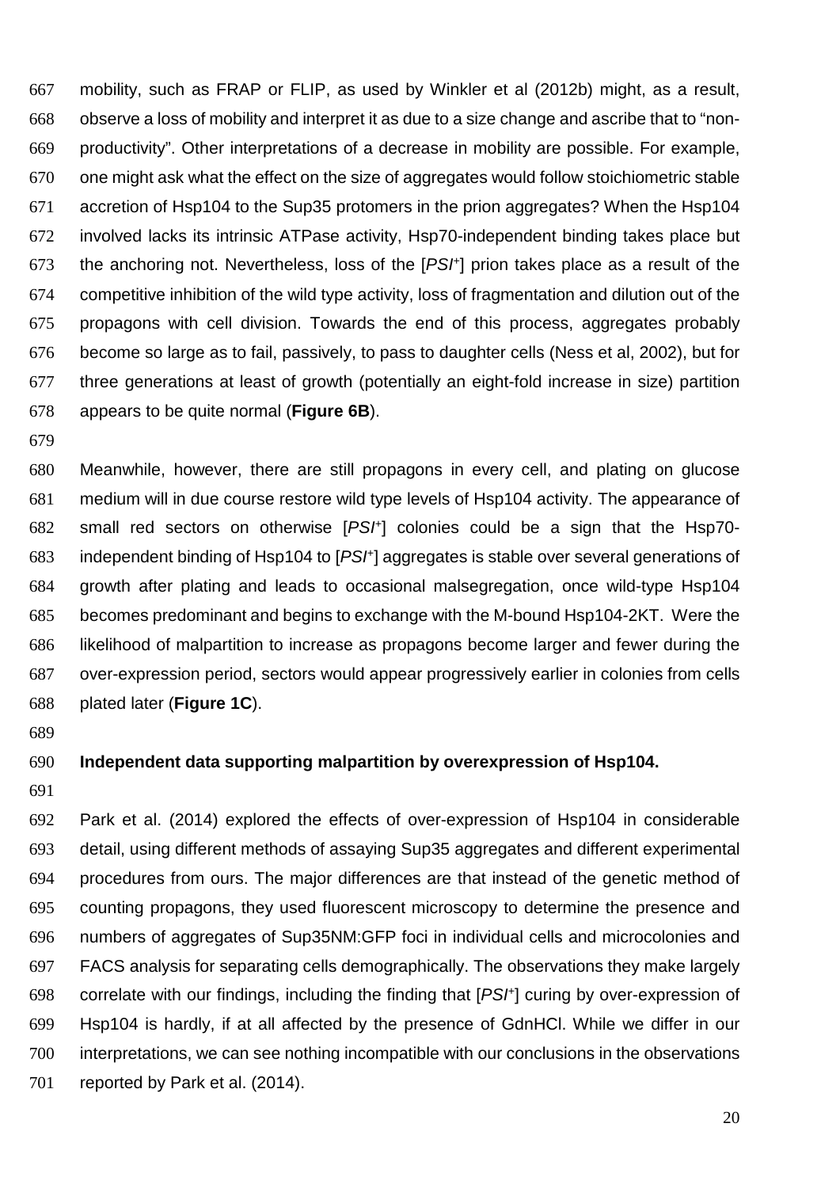mobility, such as FRAP or FLIP, as used by Winkler et al (2012b) might, as a result, observe a loss of mobility and interpret it as due to a size change and ascribe that to "non-productivity". Other interpretations of a decrease in mobility are possible. For example, one might ask what the effect on the size of aggregates would follow stoichiometric stable accretion of Hsp104 to the Sup35 protomers in the prion aggregates? When the Hsp104 involved lacks its intrinsic ATPase activity, Hsp70-independent binding takes place but the anchoring not. Nevertheless, loss of the [*PSI*$^+$] prion takes place as a result of the competitive inhibition of the wild type activity, loss of fragmentation and dilution out of the propagons with cell division. Towards the end of this process, aggregates probably become so large as to fail, passively, to pass to daughter cells (Ness et al, 2002), but for three generations at least of growth (potentially an eight-fold increase in size) partition appears to be quite normal (**Figure 6B**).

Meanwhile, however, there are still propagons in every cell, and plating on glucose medium will in due course restore wild type levels of Hsp104 activity. The appearance of small red sectors on otherwise [*PSI*$^+$] colonies could be a sign that the Hsp70-independent binding of Hsp104 to [*PSI*$^+$] aggregates is stable over several generations of growth after plating and leads to occasional malsegregation, once wild-type Hsp104 becomes predominant and begins to exchange with the M-bound Hsp104-2KT. Were the likelihood of malpartition to increase as propagons become larger and fewer during the over-expression period, sectors would appear progressively earlier in colonies from cells plated later (**Figure 1C**).

**Independent data supporting malpartition by overexpression of Hsp104.**

Park et al. (2014) explored the effects of over-expression of Hsp104 in considerable detail, using different methods of assaying Sup35 aggregates and different experimental procedures from ours. The major differences are that instead of the genetic method of counting propagons, they used fluorescent microscopy to determine the presence and numbers of aggregates of Sup35NM:GFP foci in individual cells and microcolonies and FACS analysis for separating cells demographically. The observations they make largely correlate with our findings, including the finding that [*PSI*$^+$] curing by over-expression of Hsp104 is hardly, if at all affected by the presence of GdnHCl. While we differ in our interpretations, we can see nothing incompatible with our conclusions in the observations reported by Park et al. (2014).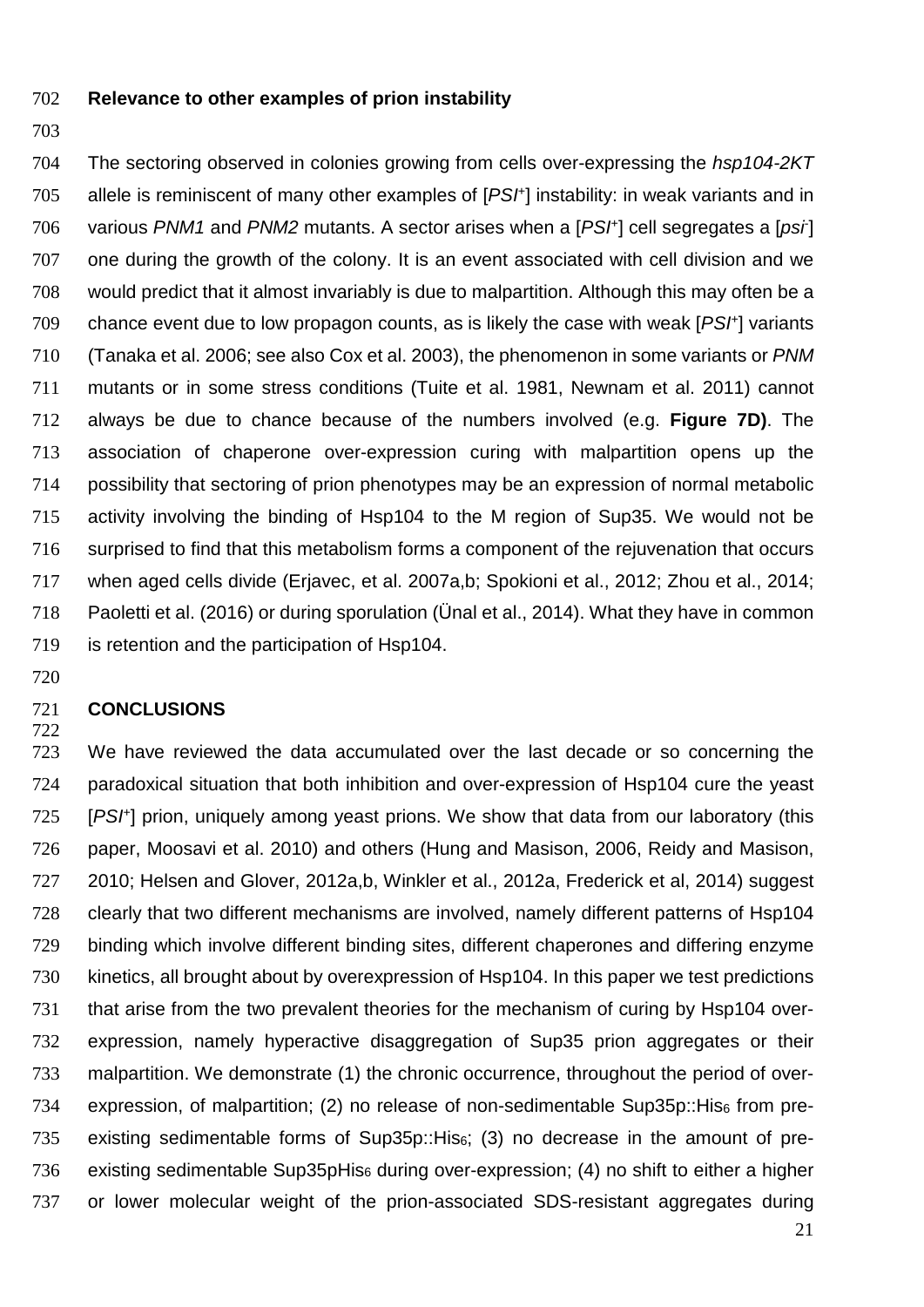## Relevance to other examples of prion instability

The sectoring observed in colonies growing from cells over-expressing the *hsp104-2KT* allele is reminiscent of many other examples of [*PSI*$^+$] instability: in weak variants and in various *PNM1* and *PNM2* mutants. A sector arises when a [*PSI*$^+$] cell segregates a [*psi*$^-$] one during the growth of the colony. It is an event associated with cell division and we would predict that it almost invariably is due to malpartition. Although this may often be a chance event due to low propagon counts, as is likely the case with weak [*PSI*$^+$] variants (Tanaka et al. 2006; see also Cox et al. 2003), the phenomenon in some variants or *PNM* mutants or in some stress conditions (Tuite et al. 1981, Newnam et al. 2011) cannot always be due to chance because of the numbers involved (e.g. **Figure 7D)**. The association of chaperone over-expression curing with malpartition opens up the possibility that sectoring of prion phenotypes may be an expression of normal metabolic activity involving the binding of Hsp104 to the M region of Sup35. We would not be surprised to find that this metabolism forms a component of the rejuvenation that occurs when aged cells divide (Erjavec, et al. 2007a,b; Spokioni et al., 2012; Zhou et al., 2014; Paoletti et al. (2016) or during sporulation (Ünal et al., 2014). What they have in common is retention and the participation of Hsp104.

## CONCLUSIONS

We have reviewed the data accumulated over the last decade or so concerning the paradoxical situation that both inhibition and over-expression of Hsp104 cure the yeast [*PSI*$^+$] prion, uniquely among yeast prions. We show that data from our laboratory (this paper, Moosavi et al. 2010) and others (Hung and Masison, 2006, Reidy and Masison, 2010; Helsen and Glover, 2012a,b, Winkler et al., 2012a, Frederick et al, 2014) suggest clearly that two different mechanisms are involved, namely different patterns of Hsp104 binding which involve different binding sites, different chaperones and differing enzyme kinetics, all brought about by overexpression of Hsp104. In this paper we test predictions that arise from the two prevalent theories for the mechanism of curing by Hsp104 over-expression, namely hyperactive disaggregation of Sup35 prion aggregates or their malpartition. We demonstrate (1) the chronic occurrence, throughout the period of over-expression, of malpartition; (2) no release of non-sedimentable Sup35p::His$_6$ from pre-existing sedimentable forms of Sup35p::His$_6$; (3) no decrease in the amount of pre-existing sedimentable Sup35pHis$_6$ during over-expression; (4) no shift to either a higher or lower molecular weight of the prion-associated SDS-resistant aggregates during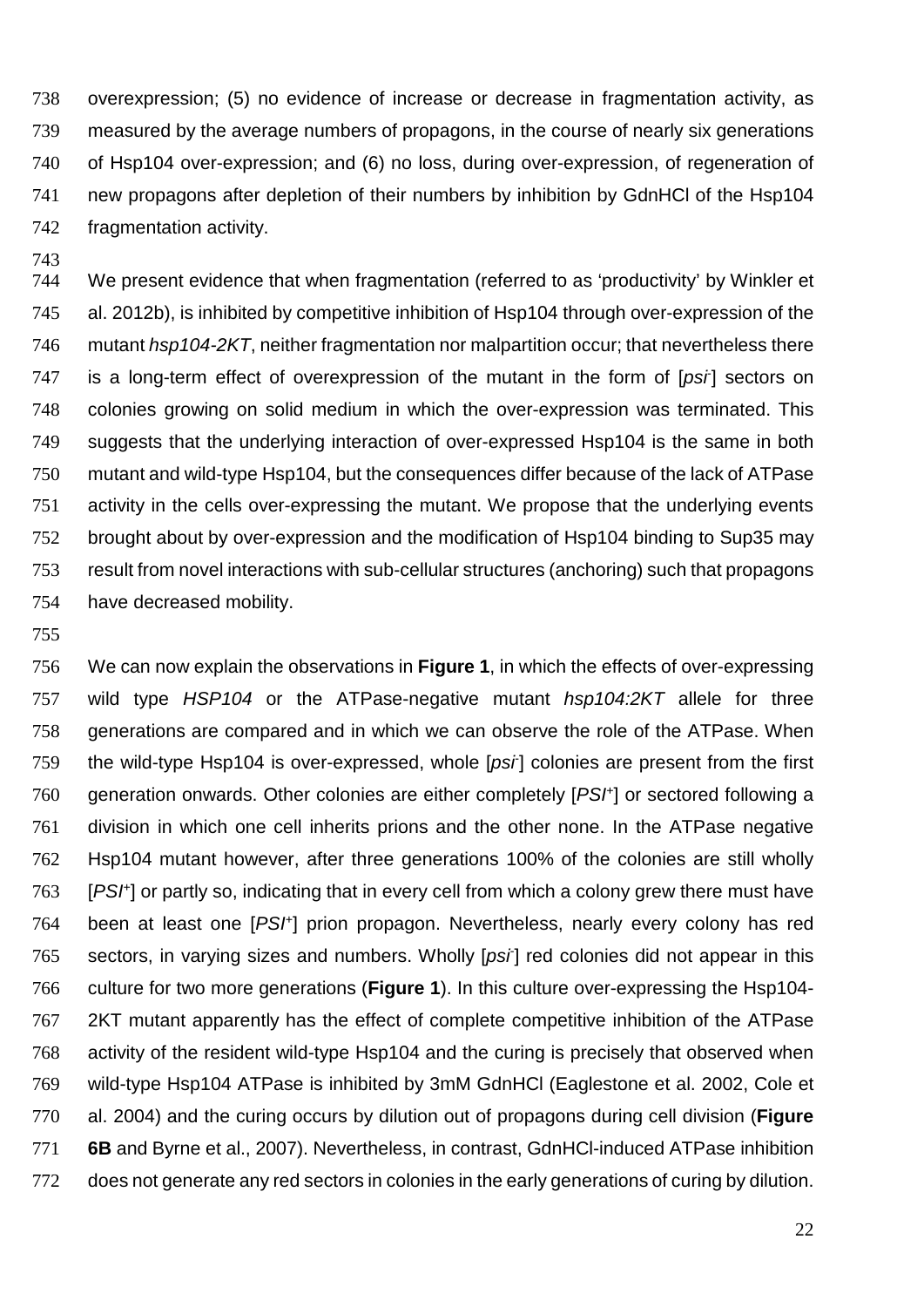overexpression; (5) no evidence of increase or decrease in fragmentation activity, as measured by the average numbers of propagons, in the course of nearly six generations of Hsp104 over-expression; and (6) no loss, during over-expression, of regeneration of new propagons after depletion of their numbers by inhibition by GdnHCl of the Hsp104 fragmentation activity.

We present evidence that when fragmentation (referred to as 'productivity' by Winkler et al. 2012b), is inhibited by competitive inhibition of Hsp104 through over-expression of the mutant *hsp104-2KT*, neither fragmentation nor malpartition occur; that nevertheless there is a long-term effect of overexpression of the mutant in the form of [*psi*$^-$] sectors on colonies growing on solid medium in which the over-expression was terminated. This suggests that the underlying interaction of over-expressed Hsp104 is the same in both mutant and wild-type Hsp104, but the consequences differ because of the lack of ATPase activity in the cells over-expressing the mutant. We propose that the underlying events brought about by over-expression and the modification of Hsp104 binding to Sup35 may result from novel interactions with sub-cellular structures (anchoring) such that propagons have decreased mobility.

We can now explain the observations in **Figure 1**, in which the effects of over-expressing wild type *HSP104* or the ATPase-negative mutant *hsp104:2KT* allele for three generations are compared and in which we can observe the role of the ATPase. When the wild-type Hsp104 is over-expressed, whole [*psi*$^-$] colonies are present from the first generation onwards. Other colonies are either completely [*PSI*$^+$] or sectored following a division in which one cell inherits prions and the other none. In the ATPase negative Hsp104 mutant however, after three generations 100% of the colonies are still wholly [*PSI*$^+$] or partly so, indicating that in every cell from which a colony grew there must have been at least one [*PSI*$^+$] prion propagon. Nevertheless, nearly every colony has red sectors, in varying sizes and numbers. Wholly [*psi*$^-$] red colonies did not appear in this culture for two more generations (**Figure 1**). In this culture over-expressing the Hsp104-2KT mutant apparently has the effect of complete competitive inhibition of the ATPase activity of the resident wild-type Hsp104 and the curing is precisely that observed when wild-type Hsp104 ATPase is inhibited by 3mM GdnHCl (Eaglestone et al. 2002, Cole et al. 2004) and the curing occurs by dilution out of propagons during cell division (**Figure 6B** and Byrne et al., 2007). Nevertheless, in contrast, GdnHCl-induced ATPase inhibition does not generate any red sectors in colonies in the early generations of curing by dilution.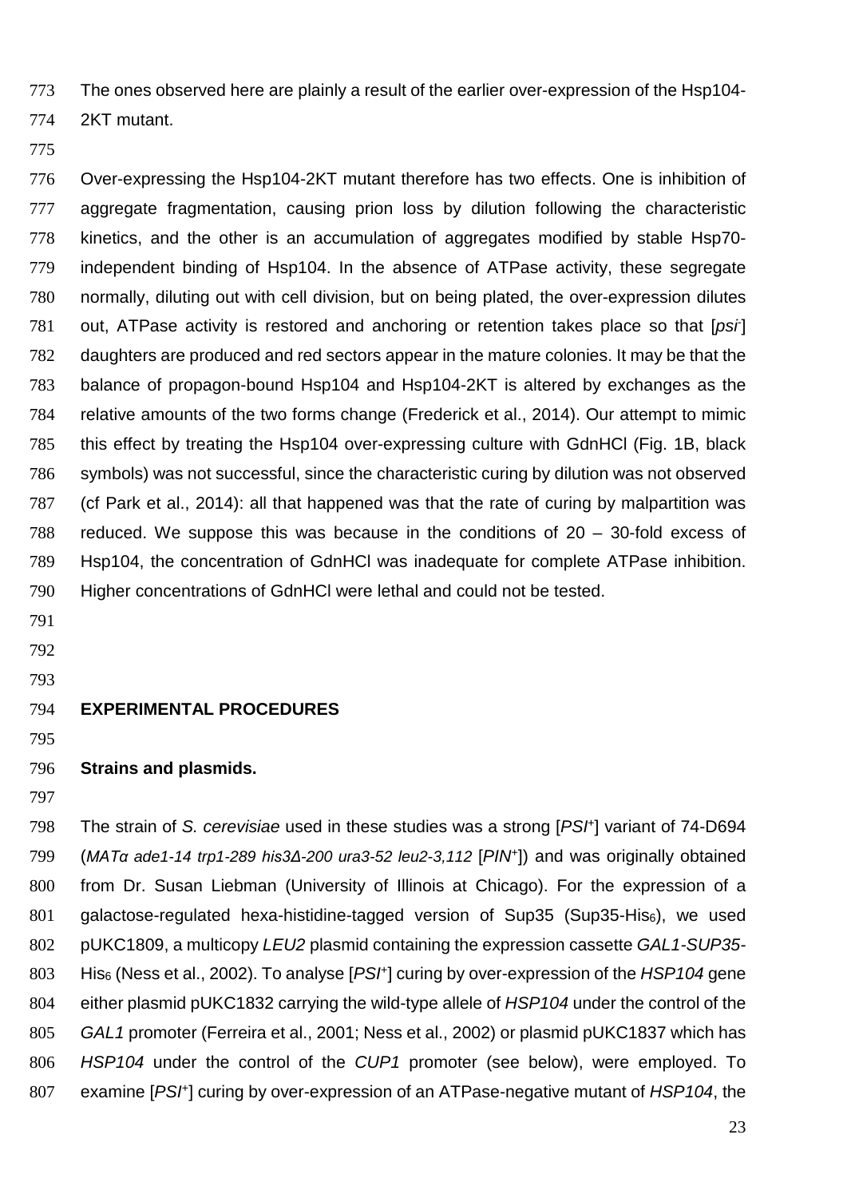The ones observed here are plainly a result of the earlier over-expression of the Hsp104-2KT mutant.

Over-expressing the Hsp104-2KT mutant therefore has two effects. One is inhibition of aggregate fragmentation, causing prion loss by dilution following the characteristic kinetics, and the other is an accumulation of aggregates modified by stable Hsp70-independent binding of Hsp104. In the absence of ATPase activity, these segregate normally, diluting out with cell division, but on being plated, the over-expression dilutes out, ATPase activity is restored and anchoring or retention takes place so that [*psi*$^-$] daughters are produced and red sectors appear in the mature colonies. It may be that the balance of propagon-bound Hsp104 and Hsp104-2KT is altered by exchanges as the relative amounts of the two forms change (Frederick et al., 2014). Our attempt to mimic this effect by treating the Hsp104 over-expressing culture with GdnHCl (Fig. 1B, black symbols) was not successful, since the characteristic curing by dilution was not observed (cf Park et al., 2014): all that happened was that the rate of curing by malpartition was reduced. We suppose this was because in the conditions of 20 – 30-fold excess of Hsp104, the concentration of GdnHCl was inadequate for complete ATPase inhibition. Higher concentrations of GdnHCl were lethal and could not be tested.

## EXPERIMENTAL PROCEDURES

### Strains and plasmids.

The strain of *S. cerevisiae* used in these studies was a strong [*PSI*$^+$] variant of 74-D694 (*MATα ade1-14 trp1-289 his3Δ-200 ura3-52 leu2-3,112* [*PIN*$^+$]) and was originally obtained from Dr. Susan Liebman (University of Illinois at Chicago). For the expression of a galactose-regulated hexa-histidine-tagged version of Sup35 (Sup35-His$_6$), we used pUKC1809, a multicopy *LEU2* plasmid containing the expression cassette *GAL1-SUP35*-His$_6$ (Ness et al., 2002). To analyse [*PSI*$^+$] curing by over-expression of the *HSP104* gene either plasmid pUKC1832 carrying the wild-type allele of *HSP104* under the control of the *GAL1* promoter (Ferreira et al., 2001; Ness et al., 2002) or plasmid pUKC1837 which has *HSP104* under the control of the *CUP1* promoter (see below), were employed. To examine [*PSI*$^+$] curing by over-expression of an ATPase-negative mutant of *HSP104*, the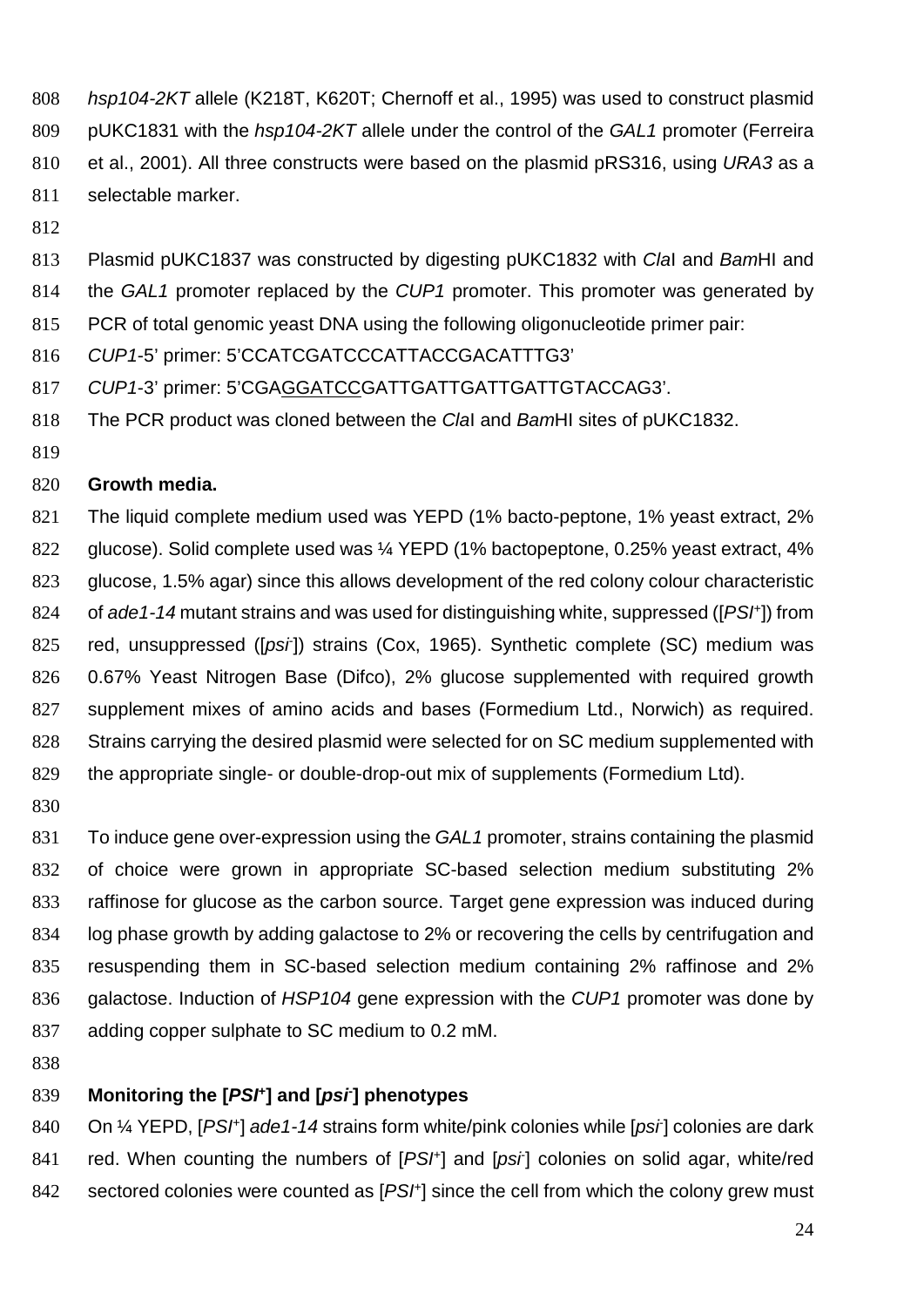*hsp104-2KT* allele (K218T, K620T; Chernoff et al., 1995) was used to construct plasmid pUKC1831 with the *hsp104-2KT* allele under the control of the *GAL1* promoter (Ferreira et al., 2001). All three constructs were based on the plasmid pRS316, using *URA3* as a selectable marker.

Plasmid pUKC1837 was constructed by digesting pUKC1832 with *Cla*I and *Bam*HI and the *GAL1* promoter replaced by the *CUP1* promoter. This promoter was generated by PCR of total genomic yeast DNA using the following oligonucleotide primer pair:

*CUP1*-5' primer: 5'CCATCGATCCCATTACCGACATTTG3'

*CUP1*-3' primer: 5'CGA<u>GGATCC</u>GATTGATTGATTGATTGTACCAG3'.

The PCR product was cloned between the *Cla*I and *Bam*HI sites of pUKC1832.

**Growth media.**

The liquid complete medium used was YEPD (1% bacto-peptone, 1% yeast extract, 2% glucose). Solid complete used was ¼ YEPD (1% bactopeptone, 0.25% yeast extract, 4% glucose, 1.5% agar) since this allows development of the red colony colour characteristic of *ade1-14* mutant strains and was used for distinguishing white, suppressed ([*PSI*$^+$]) from red, unsuppressed ([*psi*$^-$]) strains (Cox, 1965). Synthetic complete (SC) medium was 0.67% Yeast Nitrogen Base (Difco), 2% glucose supplemented with required growth supplement mixes of amino acids and bases (Formedium Ltd., Norwich) as required. Strains carrying the desired plasmid were selected for on SC medium supplemented with the appropriate single- or double-drop-out mix of supplements (Formedium Ltd).

To induce gene over-expression using the *GAL1* promoter, strains containing the plasmid of choice were grown in appropriate SC-based selection medium substituting 2% raffinose for glucose as the carbon source. Target gene expression was induced during log phase growth by adding galactose to 2% or recovering the cells by centrifugation and resuspending them in SC-based selection medium containing 2% raffinose and 2% galactose. Induction of *HSP104* gene expression with the *CUP1* promoter was done by adding copper sulphate to SC medium to 0.2 mM.

**Monitoring the [*PSI*$^+$] and [*psi*$^-$] phenotypes**

On ¼ YEPD, [*PSI*$^+$] *ade1-14* strains form white/pink colonies while [*psi*$^-$] colonies are dark red. When counting the numbers of [*PSI*$^+$] and [*psi*$^-$] colonies on solid agar, white/red sectored colonies were counted as [*PSI*$^+$] since the cell from which the colony grew must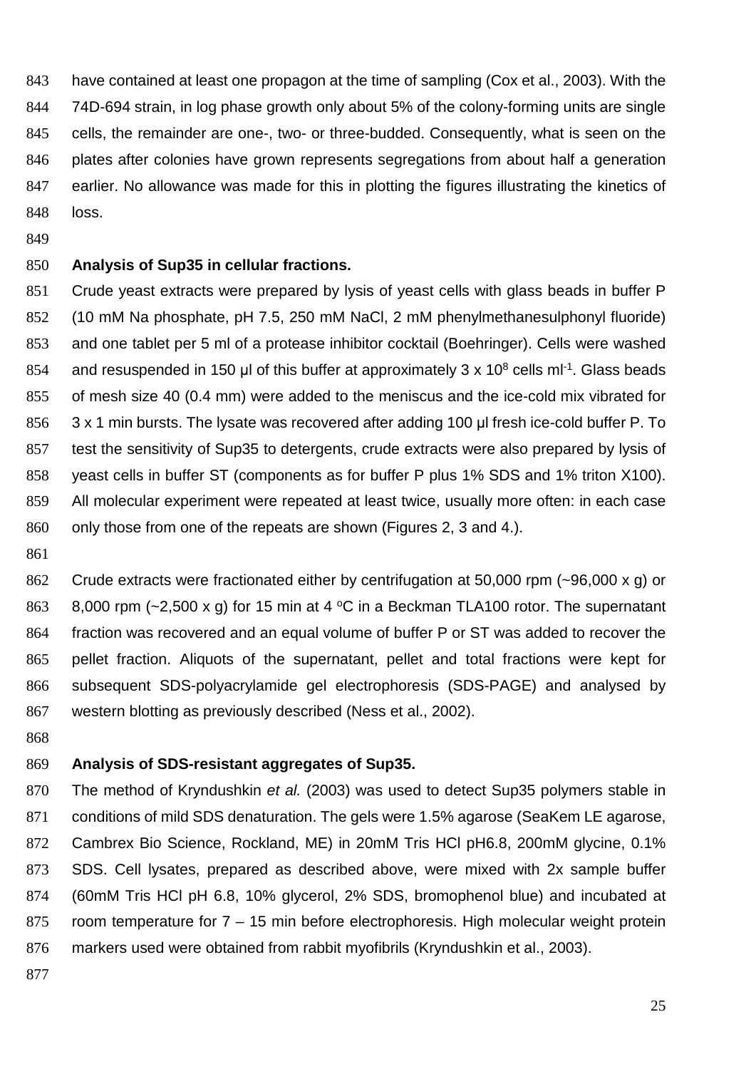have contained at least one propagon at the time of sampling (Cox et al., 2003). With the 74D-694 strain, in log phase growth only about 5% of the colony-forming units are single cells, the remainder are one-, two- or three-budded. Consequently, what is seen on the plates after colonies have grown represents segregations from about half a generation earlier. No allowance was made for this in plotting the figures illustrating the kinetics of loss.

**Analysis of Sup35 in cellular fractions.**

Crude yeast extracts were prepared by lysis of yeast cells with glass beads in buffer P (10 mM Na phosphate, pH 7.5, 250 mM NaCl, 2 mM phenylmethanesulphonyl fluoride) and one tablet per 5 ml of a protease inhibitor cocktail (Boehringer). Cells were washed and resuspended in 150 µl of this buffer at approximately $3 \times 10^8$ cells $ml^{-1}$. Glass beads of mesh size 40 (0.4 mm) were added to the meniscus and the ice-cold mix vibrated for 3 x 1 min bursts. The lysate was recovered after adding 100 µl fresh ice-cold buffer P. To test the sensitivity of Sup35 to detergents, crude extracts were also prepared by lysis of yeast cells in buffer ST (components as for buffer P plus 1% SDS and 1% triton X100). All molecular experiment were repeated at least twice, usually more often: in each case only those from one of the repeats are shown (Figures 2, 3 and 4.).

Crude extracts were fractionated either by centrifugation at 50,000 rpm (~96,000 x g) or 8,000 rpm (~2,500 x g) for 15 min at 4 $^{o}$C in a Beckman TLA100 rotor. The supernatant fraction was recovered and an equal volume of buffer P or ST was added to recover the pellet fraction. Aliquots of the supernatant, pellet and total fractions were kept for subsequent SDS-polyacrylamide gel electrophoresis (SDS-PAGE) and analysed by western blotting as previously described (Ness et al., 2002).

**Analysis of SDS-resistant aggregates of Sup35.**

The method of Kryndushkin *et al.* (2003) was used to detect Sup35 polymers stable in conditions of mild SDS denaturation. The gels were 1.5% agarose (SeaKem LE agarose, Cambrex Bio Science, Rockland, ME) in 20mM Tris HCl pH6.8, 200mM glycine, 0.1% SDS. Cell lysates, prepared as described above, were mixed with 2x sample buffer (60mM Tris HCl pH 6.8, 10% glycerol, 2% SDS, bromophenol blue) and incubated at room temperature for 7 – 15 min before electrophoresis. High molecular weight protein markers used were obtained from rabbit myofibrils (Kryndushkin et al., 2003).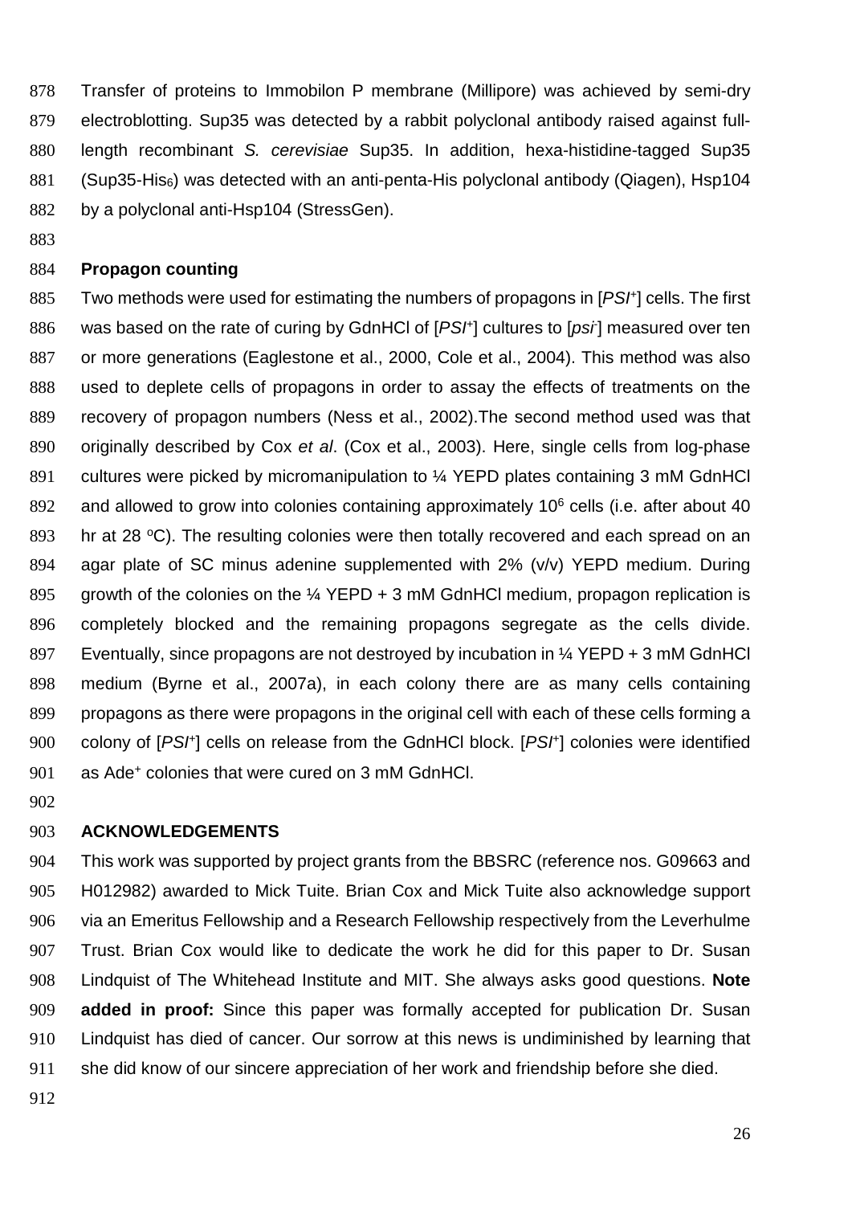Transfer of proteins to Immobilon P membrane (Millipore) was achieved by semi-dry electroblotting. Sup35 was detected by a rabbit polyclonal antibody raised against full-length recombinant *S. cerevisiae* Sup35. In addition, hexa-histidine-tagged Sup35 (Sup35-$His_6$) was detected with an anti-penta-His polyclonal antibody (Qiagen), Hsp104 by a polyclonal anti-Hsp104 (StressGen).

## Propagon counting

Two methods were used for estimating the numbers of propagons in [*PSI*$^+$] cells. The first was based on the rate of curing by GdnHCl of [*PSI*$^+$] cultures to [*psi*$^-$] measured over ten or more generations (Eaglestone et al., 2000, Cole et al., 2004). This method was also used to deplete cells of propagons in order to assay the effects of treatments on the recovery of propagon numbers (Ness et al., 2002).The second method used was that originally described by Cox *et al*. (Cox et al., 2003). Here, single cells from log-phase cultures were picked by micromanipulation to ¼ YEPD plates containing 3 mM GdnHCl and allowed to grow into colonies containing approximately $10^6$ cells (i.e. after about 40 hr at 28 $^o$C). The resulting colonies were then totally recovered and each spread on an agar plate of SC minus adenine supplemented with 2% (v/v) YEPD medium. During growth of the colonies on the ¼ YEPD + 3 mM GdnHCl medium, propagon replication is completely blocked and the remaining propagons segregate as the cells divide. Eventually, since propagons are not destroyed by incubation in ¼ YEPD + 3 mM GdnHCl medium (Byrne et al., 2007a), in each colony there are as many cells containing propagons as there were propagons in the original cell with each of these cells forming a colony of [*PSI*$^+$] cells on release from the GdnHCl block. [*PSI*$^+$] colonies were identified as Ade$^+$ colonies that were cured on 3 mM GdnHCl.

## ACKNOWLEDGEMENTS

This work was supported by project grants from the BBSRC (reference nos. G09663 and H012982) awarded to Mick Tuite. Brian Cox and Mick Tuite also acknowledge support via an Emeritus Fellowship and a Research Fellowship respectively from the Leverhulme Trust. Brian Cox would like to dedicate the work he did for this paper to Dr. Susan Lindquist of The Whitehead Institute and MIT. She always asks good questions. **Note added in proof:** Since this paper was formally accepted for publication Dr. Susan Lindquist has died of cancer. Our sorrow at this news is undiminished by learning that she did know of our sincere appreciation of her work and friendship before she died.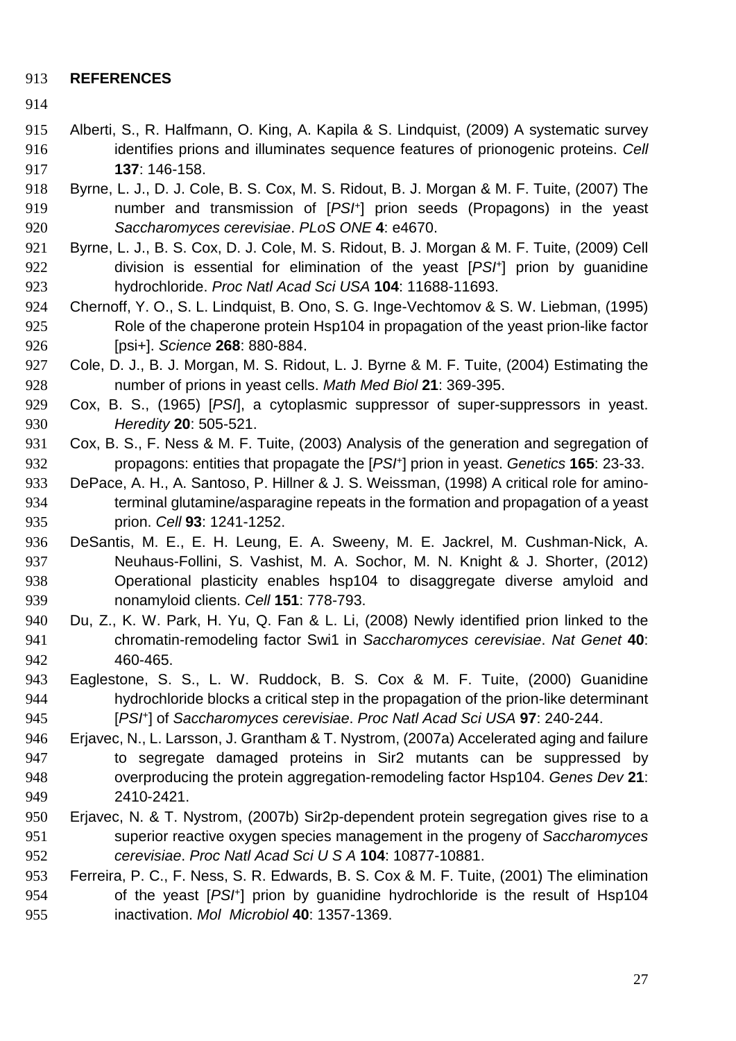## REFERENCES

Alberti, S., R. Halfmann, O. King, A. Kapila & S. Lindquist, (2009) A systematic survey identifies prions and illuminates sequence features of prionogenic proteins. *Cell* **137**: 146-158.

Byrne, L. J., D. J. Cole, B. S. Cox, M. S. Ridout, B. J. Morgan & M. F. Tuite, (2007) The number and transmission of [*PSI*+] prion seeds (Propagons) in the yeast *Saccharomyces cerevisiae*. *PLoS ONE* **4**: e4670.

Byrne, L. J., B. S. Cox, D. J. Cole, M. S. Ridout, B. J. Morgan & M. F. Tuite, (2009) Cell division is essential for elimination of the yeast [*PSI*+] prion by guanidine hydrochloride. *Proc Natl Acad Sci USA* **104**: 11688-11693.

Chernoff, Y. O., S. L. Lindquist, B. Ono, S. G. Inge-Vechtomov & S. W. Liebman, (1995) Role of the chaperone protein Hsp104 in propagation of the yeast prion-like factor [psi+]. *Science* **268**: 880-884.

Cole, D. J., B. J. Morgan, M. S. Ridout, L. J. Byrne & M. F. Tuite, (2004) Estimating the number of prions in yeast cells. *Math Med Biol* **21**: 369-395.

Cox, B. S., (1965) [*PSI*], a cytoplasmic suppressor of super-suppressors in yeast. *Heredity* **20**: 505-521.

Cox, B. S., F. Ness & M. F. Tuite, (2003) Analysis of the generation and segregation of propagons: entities that propagate the [*PSI*+] prion in yeast. *Genetics* **165**: 23-33.

DePace, A. H., A. Santoso, P. Hillner & J. S. Weissman, (1998) A critical role for amino-terminal glutamine/asparagine repeats in the formation and propagation of a yeast prion. *Cell* **93**: 1241-1252.

DeSantis, M. E., E. H. Leung, E. A. Sweeny, M. E. Jackrel, M. Cushman-Nick, A. Neuhaus-Follini, S. Vashist, M. A. Sochor, M. N. Knight & J. Shorter, (2012) Operational plasticity enables hsp104 to disaggregate diverse amyloid and nonamyloid clients. *Cell* **151**: 778-793.

Du, Z., K. W. Park, H. Yu, Q. Fan & L. Li, (2008) Newly identified prion linked to the chromatin-remodeling factor Swi1 in *Saccharomyces cerevisiae*. *Nat Genet* **40**: 460-465.

Eaglestone, S. S., L. W. Ruddock, B. S. Cox & M. F. Tuite, (2000) Guanidine hydrochloride blocks a critical step in the propagation of the prion-like determinant [*PSI*+] of *Saccharomyces cerevisiae*. *Proc Natl Acad Sci USA* **97**: 240-244.

Erjavec, N., L. Larsson, J. Grantham & T. Nystrom, (2007a) Accelerated aging and failure to segregate damaged proteins in Sir2 mutants can be suppressed by overproducing the protein aggregation-remodeling factor Hsp104. *Genes Dev* **21**: 2410-2421.

Erjavec, N. & T. Nystrom, (2007b) Sir2p-dependent protein segregation gives rise to a superior reactive oxygen species management in the progeny of *Saccharomyces cerevisiae*. *Proc Natl Acad Sci U S A* **104**: 10877-10881.

Ferreira, P. C., F. Ness, S. R. Edwards, B. S. Cox & M. F. Tuite, (2001) The elimination of the yeast [*PSI*+] prion by guanidine hydrochloride is the result of Hsp104 inactivation. *Mol Microbiol* **40**: 1357-1369.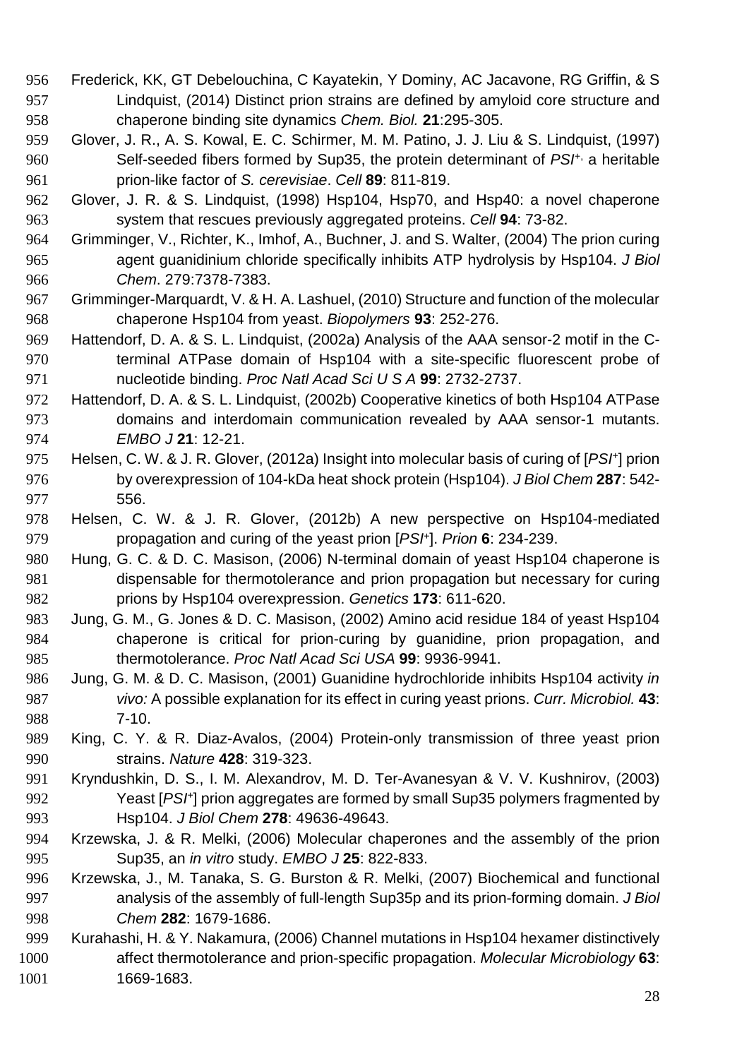Frederick, KK, GT Debelouchina, C Kayatekin, Y Dominy, AC Jacavone, RG Griffin, & S Lindquist, (2014) Distinct prion strains are defined by amyloid core structure and chaperone binding site dynamics *Chem. Biol.* **21**:295-305.

Glover, J. R., A. S. Kowal, E. C. Schirmer, M. M. Patino, J. J. Liu & S. Lindquist, (1997) Self-seeded fibers formed by Sup35, the protein determinant of *PSI*+, a heritable prion-like factor of *S. cerevisiae*. *Cell* **89**: 811-819.

Glover, J. R. & S. Lindquist, (1998) Hsp104, Hsp70, and Hsp40: a novel chaperone system that rescues previously aggregated proteins. *Cell* **94**: 73-82.

Grimminger, V., Richter, K., Imhof, A., Buchner, J. and S. Walter, (2004) The prion curing agent guanidinium chloride specifically inhibits ATP hydrolysis by Hsp104. *J Biol Chem*. 279:7378-7383.

Grimminger-Marquardt, V. & H. A. Lashuel, (2010) Structure and function of the molecular chaperone Hsp104 from yeast. *Biopolymers* **93**: 252-276.

Hattendorf, D. A. & S. L. Lindquist, (2002a) Analysis of the AAA sensor-2 motif in the C-terminal ATPase domain of Hsp104 with a site-specific fluorescent probe of nucleotide binding. *Proc Natl Acad Sci U S A* **99**: 2732-2737.

Hattendorf, D. A. & S. L. Lindquist, (2002b) Cooperative kinetics of both Hsp104 ATPase domains and interdomain communication revealed by AAA sensor-1 mutants. *EMBO J* **21**: 12-21.

Helsen, C. W. & J. R. Glover, (2012a) Insight into molecular basis of curing of [*PSI*+] prion by overexpression of 104-kDa heat shock protein (Hsp104). *J Biol Chem* **287**: 542-556.

Helsen, C. W. & J. R. Glover, (2012b) A new perspective on Hsp104-mediated propagation and curing of the yeast prion [*PSI*+]. *Prion* **6**: 234-239.

Hung, G. C. & D. C. Masison, (2006) N-terminal domain of yeast Hsp104 chaperone is dispensable for thermotolerance and prion propagation but necessary for curing prions by Hsp104 overexpression. *Genetics* **173**: 611-620.

Jung, G. M., G. Jones & D. C. Masison, (2002) Amino acid residue 184 of yeast Hsp104 chaperone is critical for prion-curing by guanidine, prion propagation, and thermotolerance. *Proc Natl Acad Sci USA* **99**: 9936-9941.

Jung, G. M. & D. C. Masison, (2001) Guanidine hydrochloride inhibits Hsp104 activity *in vivo:* A possible explanation for its effect in curing yeast prions. *Curr. Microbiol.* **43**: 7-10.

King, C. Y. & R. Diaz-Avalos, (2004) Protein-only transmission of three yeast prion strains. *Nature* **428**: 319-323.

Kryndushkin, D. S., I. M. Alexandrov, M. D. Ter-Avanesyan & V. V. Kushnirov, (2003) Yeast [*PSI*+] prion aggregates are formed by small Sup35 polymers fragmented by Hsp104. *J Biol Chem* **278**: 49636-49643.

Krzewska, J. & R. Melki, (2006) Molecular chaperones and the assembly of the prion Sup35, an *in vitro* study. *EMBO J* **25**: 822-833.

Krzewska, J., M. Tanaka, S. G. Burston & R. Melki, (2007) Biochemical and functional analysis of the assembly of full-length Sup35p and its prion-forming domain. *J Biol Chem* **282**: 1679-1686.

Kurahashi, H. & Y. Nakamura, (2006) Channel mutations in Hsp104 hexamer distinctively affect thermotolerance and prion-specific propagation. *Molecular Microbiology* **63**: 1669-1683.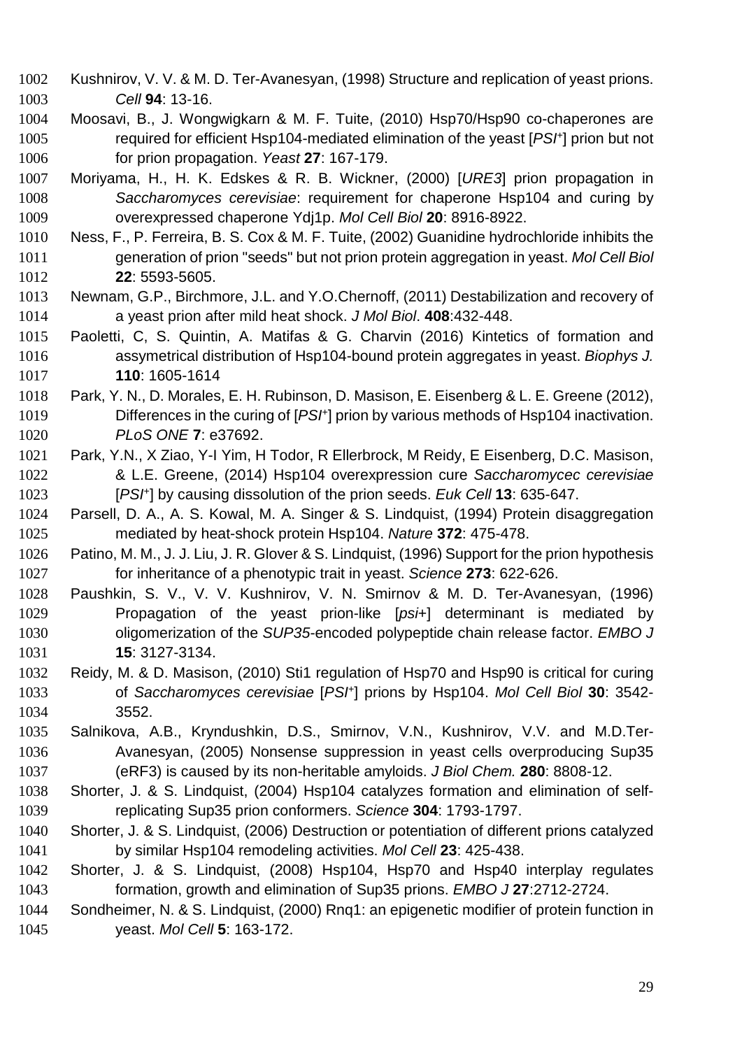Kushnirov, V. V. & M. D. Ter-Avanesyan, (1998) Structure and replication of yeast prions. *Cell* **94**: 13-16.

Moosavi, B., J. Wongwigkarn & M. F. Tuite, (2010) Hsp70/Hsp90 co-chaperones are required for efficient Hsp104-mediated elimination of the yeast [*PSI*+] prion but not for prion propagation. *Yeast* **27**: 167-179.

Moriyama, H., H. K. Edskes & R. B. Wickner, (2000) [*URE3*] prion propagation in *Saccharomyces cerevisiae*: requirement for chaperone Hsp104 and curing by overexpressed chaperone Ydj1p. *Mol Cell Biol* **20**: 8916-8922.

Ness, F., P. Ferreira, B. S. Cox & M. F. Tuite, (2002) Guanidine hydrochloride inhibits the generation of prion "seeds" but not prion protein aggregation in yeast. *Mol Cell Biol* **22**: 5593-5605.

Newnam, G.P., Birchmore, J.L. and Y.O.Chernoff, (2011) Destabilization and recovery of a yeast prion after mild heat shock. *J Mol Biol*. **408**:432-448.

Paoletti, C, S. Quintin, A. Matifas & G. Charvin (2016) Kintetics of formation and assymetrical distribution of Hsp104-bound protein aggregates in yeast. *Biophys J.* **110**: 1605-1614

Park, Y. N., D. Morales, E. H. Rubinson, D. Masison, E. Eisenberg & L. E. Greene (2012), Differences in the curing of [*PSI*+] prion by various methods of Hsp104 inactivation. *PLoS ONE* **7**: e37692.

Park, Y.N., X Ziao, Y-I Yim, H Todor, R Ellerbrock, M Reidy, E Eisenberg, D.C. Masison, & L.E. Greene, (2014) Hsp104 overexpression cure *Saccharomycec cerevisiae* [*PSI*+] by causing dissolution of the prion seeds. *Euk Cell* **13**: 635-647.

Parsell, D. A., A. S. Kowal, M. A. Singer & S. Lindquist, (1994) Protein disaggregation mediated by heat-shock protein Hsp104. *Nature* **372**: 475-478.

Patino, M. M., J. J. Liu, J. R. Glover & S. Lindquist, (1996) Support for the prion hypothesis for inheritance of a phenotypic trait in yeast. *Science* **273**: 622-626.

Paushkin, S. V., V. V. Kushnirov, V. N. Smirnov & M. D. Ter-Avanesyan, (1996) Propagation of the yeast prion-like [*psi*+] determinant is mediated by oligomerization of the *SUP35*-encoded polypeptide chain release factor. *EMBO J* **15**: 3127-3134.

Reidy, M. & D. Masison, (2010) Sti1 regulation of Hsp70 and Hsp90 is critical for curing of *Saccharomyces cerevisiae* [*PSI*+] prions by Hsp104. *Mol Cell Biol* **30**: 3542-3552.

Salnikova, A.B., Kryndushkin, D.S., Smirnov, V.N., Kushnirov, V.V. and M.D.Ter-Avanesyan, (2005) Nonsense suppression in yeast cells overproducing Sup35 (eRF3) is caused by its non-heritable amyloids. *J Biol Chem.* **280**: 8808-12.

Shorter, J. & S. Lindquist, (2004) Hsp104 catalyzes formation and elimination of self-replicating Sup35 prion conformers. *Science* **304**: 1793-1797.

Shorter, J. & S. Lindquist, (2006) Destruction or potentiation of different prions catalyzed by similar Hsp104 remodeling activities. *Mol Cell* **23**: 425-438.

Shorter, J. & S. Lindquist, (2008) Hsp104, Hsp70 and Hsp40 interplay regulates formation, growth and elimination of Sup35 prions. *EMBO J* **27**:2712-2724.

Sondheimer, N. & S. Lindquist, (2000) Rnq1: an epigenetic modifier of protein function in yeast. *Mol Cell* **5**: 163-172.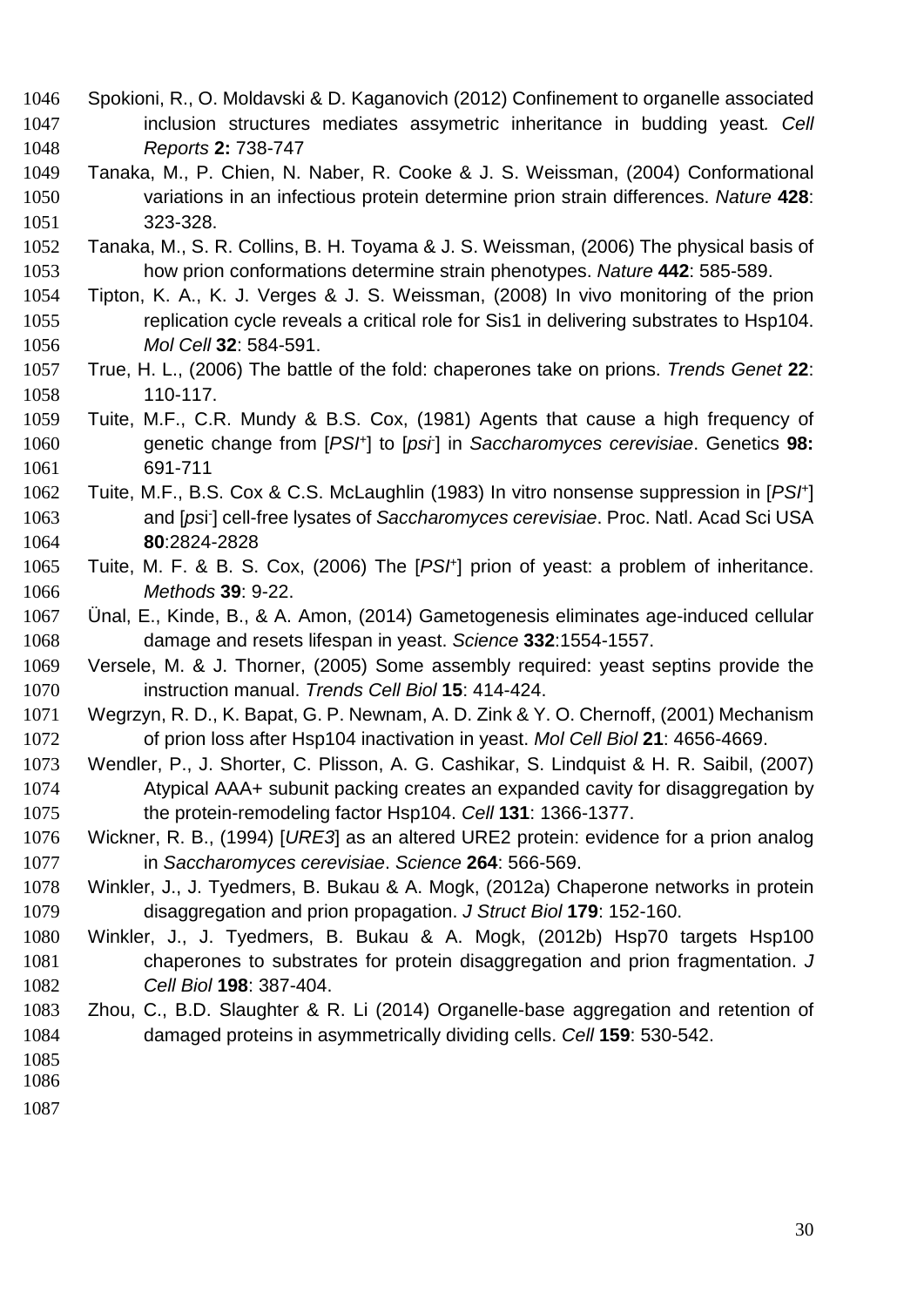Spokioni, R., O. Moldavski & D. Kaganovich (2012) Confinement to organelle associated inclusion structures mediates assymetric inheritance in budding yeast. *Cell Reports* **2:** 738-747

Tanaka, M., P. Chien, N. Naber, R. Cooke & J. S. Weissman, (2004) Conformational variations in an infectious protein determine prion strain differences. *Nature* **428**: 323-328.

Tanaka, M., S. R. Collins, B. H. Toyama & J. S. Weissman, (2006) The physical basis of how prion conformations determine strain phenotypes. *Nature* **442**: 585-589.

Tipton, K. A., K. J. Verges & J. S. Weissman, (2008) In vivo monitoring of the prion replication cycle reveals a critical role for Sis1 in delivering substrates to Hsp104. *Mol Cell* **32**: 584-591.

True, H. L., (2006) The battle of the fold: chaperones take on prions. *Trends Genet* **22**: 110-117.

Tuite, M.F., C.R. Mundy & B.S. Cox, (1981) Agents that cause a high frequency of genetic change from [*PSI*$^+$] to [*psi*$^-$] in *Saccharomyces cerevisiae*. Genetics **98:** 691-711

Tuite, M.F., B.S. Cox & C.S. McLaughlin (1983) In vitro nonsense suppression in [*PSI*$^+$] and [*psi*$^-$] cell-free lysates of *Saccharomyces cerevisiae*. Proc. Natl. Acad Sci USA **80**:2824-2828

Tuite, M. F. & B. S. Cox, (2006) The [*PSI*$^+$] prion of yeast: a problem of inheritance. *Methods* **39**: 9-22.

Ünal, E., Kinde, B., & A. Amon, (2014) Gametogenesis eliminates age-induced cellular damage and resets lifespan in yeast. *Science* **332**:1554-1557.

Versele, M. & J. Thorner, (2005) Some assembly required: yeast septins provide the instruction manual. *Trends Cell Biol* **15**: 414-424.

Wegrzyn, R. D., K. Bapat, G. P. Newnam, A. D. Zink & Y. O. Chernoff, (2001) Mechanism of prion loss after Hsp104 inactivation in yeast. *Mol Cell Biol* **21**: 4656-4669.

Wendler, P., J. Shorter, C. Plisson, A. G. Cashikar, S. Lindquist & H. R. Saibil, (2007) Atypical AAA+ subunit packing creates an expanded cavity for disaggregation by the protein-remodeling factor Hsp104. *Cell* **131**: 1366-1377.

Wickner, R. B., (1994) [*URE3*] as an altered URE2 protein: evidence for a prion analog in *Saccharomyces cerevisiae*. *Science* **264**: 566-569.

Winkler, J., J. Tyedmers, B. Bukau & A. Mogk, (2012a) Chaperone networks in protein disaggregation and prion propagation. *J Struct Biol* **179**: 152-160.

Winkler, J., J. Tyedmers, B. Bukau & A. Mogk, (2012b) Hsp70 targets Hsp100 chaperones to substrates for protein disaggregation and prion fragmentation. *J Cell Biol* **198**: 387-404.

Zhou, C., B.D. Slaughter & R. Li (2014) Organelle-base aggregation and retention of damaged proteins in asymmetrically dividing cells. *Cell* **159**: 530-542.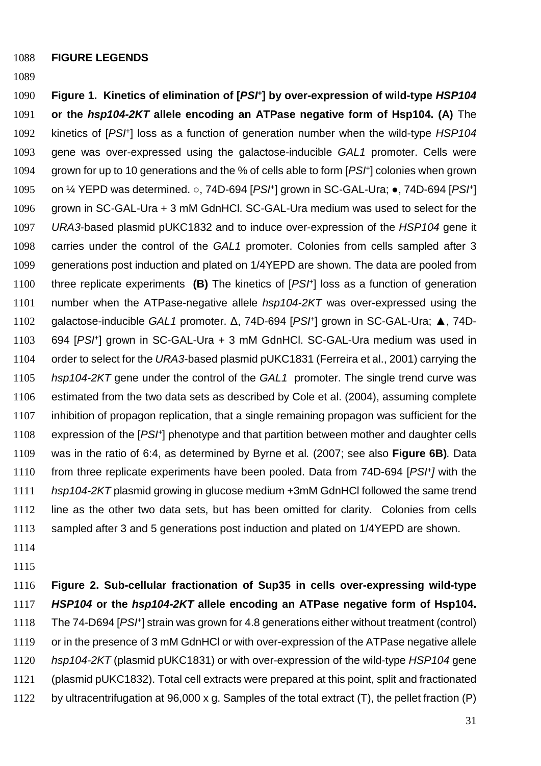**FIGURE LEGENDS**

**Figure 1. Kinetics of elimination of [*PSI*$^+$] by over-expression of wild-type *HSP104* or the *hsp104-2KT* allele encoding an ATPase negative form of Hsp104. (A)** The kinetics of [*PSI*$^+$] loss as a function of generation number when the wild-type *HSP104* gene was over-expressed using the galactose-inducible *GAL1* promoter. Cells were grown for up to 10 generations and the % of cells able to form [*PSI*$^+$] colonies when grown on ¼ YEPD was determined. ○, 74D-694 [*PSI*$^+$] grown in SC-GAL-Ura; ●, 74D-694 [*PSI*$^+$] grown in SC-GAL-Ura + 3 mM GdnHCl. SC-GAL-Ura medium was used to select for the *URA3*-based plasmid pUKC1832 and to induce over-expression of the *HSP104* gene it carries under the control of the *GAL1* promoter. Colonies from cells sampled after 3 generations post induction and plated on 1/4YEPD are shown. The data are pooled from three replicate experiments **(B)** The kinetics of [*PSI*$^+$] loss as a function of generation number when the ATPase-negative allele *hsp104-2KT* was over-expressed using the galactose-inducible *GAL1* promoter. Δ, 74D-694 [*PSI*$^+$] grown in SC-GAL-Ura; ▲, 74D-694 [*PSI*$^+$] grown in SC-GAL-Ura + 3 mM GdnHCl. SC-GAL-Ura medium was used in order to select for the *URA3*-based plasmid pUKC1831 (Ferreira et al., 2001) carrying the *hsp104-2KT* gene under the control of the *GAL1* promoter. The single trend curve was estimated from the two data sets as described by Cole et al. (2004), assuming complete inhibition of propagon replication, that a single remaining propagon was sufficient for the expression of the [*PSI*$^+$] phenotype and that partition between mother and daughter cells was in the ratio of 6:4, as determined by Byrne et al*.* (2007; see also **Figure 6B)***.* Data from three replicate experiments have been pooled. Data from 74D-694 [*PSI*$^+$*]* with the *hsp104-2KT* plasmid growing in glucose medium +3mM GdnHCl followed the same trend line as the other two data sets, but has been omitted for clarity. Colonies from cells sampled after 3 and 5 generations post induction and plated on 1/4YEPD are shown.

**Figure 2. Sub-cellular fractionation of Sup35 in cells over-expressing wild-type *HSP104* or the *hsp104-2KT* allele encoding an ATPase negative form of Hsp104.** The 74-D694 [*PSI*$^+$] strain was grown for 4.8 generations either without treatment (control) or in the presence of 3 mM GdnHCl or with over-expression of the ATPase negative allele *hsp104-2KT* (plasmid pUKC1831) or with over-expression of the wild-type *HSP104* gene (plasmid pUKC1832). Total cell extracts were prepared at this point, split and fractionated by ultracentrifugation at 96,000 x g. Samples of the total extract (T), the pellet fraction (P)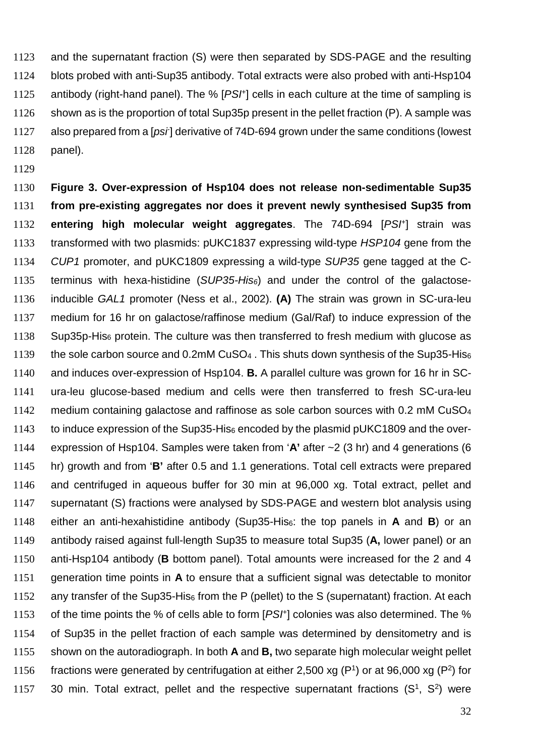and the supernatant fraction (S) were then separated by SDS-PAGE and the resulting blots probed with anti-Sup35 antibody. Total extracts were also probed with anti-Hsp104 antibody (right-hand panel). The % [*PSI*$^+$] cells in each culture at the time of sampling is shown as is the proportion of total Sup35p present in the pellet fraction (P). A sample was also prepared from a [*psi*$^-$] derivative of 74D-694 grown under the same conditions (lowest panel).

**Figure 3. Over-expression of Hsp104 does not release non-sedimentable Sup35 from pre-existing aggregates nor does it prevent newly synthesised Sup35 from entering high molecular weight aggregates**. The 74D-694 [*PSI*$^+$] strain was transformed with two plasmids: pUKC1837 expressing wild-type *HSP104* gene from the *CUP1* promoter, and pUKC1809 expressing a wild-type *SUP35* gene tagged at the C-terminus with hexa-histidine (*SUP35-His$_6$*) and under the control of the galactose-inducible *GAL1* promoter (Ness et al., 2002). **(A)** The strain was grown in SC-ura-leu medium for 16 hr on galactose/raffinose medium (Gal/Raf) to induce expression of the Sup35p-His$_6$ protein. The culture was then transferred to fresh medium with glucose as the sole carbon source and 0.2mM $CuSO_4$ . This shuts down synthesis of the Sup35-His$_6$ and induces over-expression of Hsp104. **B.** A parallel culture was grown for 16 hr in SC-ura-leu glucose-based medium and cells were then transferred to fresh SC-ura-leu medium containing galactose and raffinose as sole carbon sources with 0.2 mM $CuSO_4$ to induce expression of the Sup35-His$_6$ encoded by the plasmid pUKC1809 and the over-expression of Hsp104. Samples were taken from '**A'** after ~2 (3 hr) and 4 generations (6 hr) growth and from '**B'** after 0.5 and 1.1 generations. Total cell extracts were prepared and centrifuged in aqueous buffer for 30 min at 96,000 xg. Total extract, pellet and supernatant (S) fractions were analysed by SDS-PAGE and western blot analysis using either an anti-hexahistidine antibody (Sup35-His$_6$: the top panels in **A** and **B**) or an antibody raised against full-length Sup35 to measure total Sup35 (**A,** lower panel) or an anti-Hsp104 antibody (**B** bottom panel). Total amounts were increased for the 2 and 4 generation time points in **A** to ensure that a sufficient signal was detectable to monitor any transfer of the Sup35-His$_6$ from the P (pellet) to the S (supernatant) fraction. At each of the time points the % of cells able to form [*PSI*$^+$] colonies was also determined. The % of Sup35 in the pellet fraction of each sample was determined by densitometry and is shown on the autoradiograph. In both **A** and **B,** two separate high molecular weight pellet fractions were generated by centrifugation at either 2,500 xg ($P^1$) or at 96,000 xg ($P^2$) for 30 min. Total extract, pellet and the respective supernatant fractions ($S^1$, $S^2$) were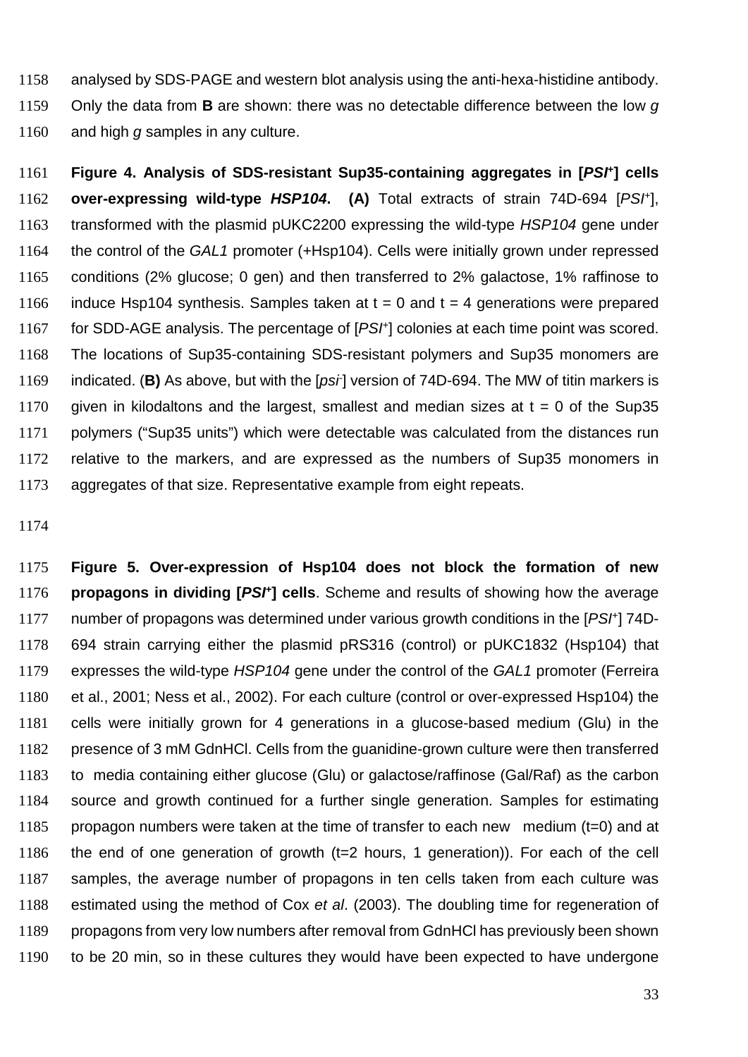analysed by SDS-PAGE and western blot analysis using the anti-hexa-histidine antibody. Only the data from **B** are shown: there was no detectable difference between the low *g* and high *g* samples in any culture.

**Figure 4. Analysis of SDS-resistant Sup35-containing aggregates in [*PSI*⁺] cells over-expressing wild-type *HSP104*. (A)** Total extracts of strain 74D-694 [*PSI*⁺], transformed with the plasmid pUKC2200 expressing the wild-type *HSP104* gene under the control of the *GAL1* promoter (+Hsp104). Cells were initially grown under repressed conditions (2% glucose; 0 gen) and then transferred to 2% galactose, 1% raffinose to induce Hsp104 synthesis. Samples taken at t = 0 and t = 4 generations were prepared for SDD-AGE analysis. The percentage of [*PSI*⁺] colonies at each time point was scored. The locations of Sup35-containing SDS-resistant polymers and Sup35 monomers are indicated. (**B)** As above, but with the [*psi*⁻] version of 74D-694. The MW of titin markers is given in kilodaltons and the largest, smallest and median sizes at t = 0 of the Sup35 polymers ("Sup35 units") which were detectable was calculated from the distances run relative to the markers, and are expressed as the numbers of Sup35 monomers in aggregates of that size. Representative example from eight repeats.

**Figure 5. Over-expression of Hsp104 does not block the formation of new propagons in dividing [*PSI*⁺] cells**. Scheme and results of showing how the average number of propagons was determined under various growth conditions in the [*PSI*⁺] 74D-694 strain carrying either the plasmid pRS316 (control) or pUKC1832 (Hsp104) that expresses the wild-type *HSP104* gene under the control of the *GAL1* promoter (Ferreira et al., 2001; Ness et al., 2002). For each culture (control or over-expressed Hsp104) the cells were initially grown for 4 generations in a glucose-based medium (Glu) in the presence of 3 mM GdnHCl. Cells from the guanidine-grown culture were then transferred to media containing either glucose (Glu) or galactose/raffinose (Gal/Raf) as the carbon source and growth continued for a further single generation. Samples for estimating propagon numbers were taken at the time of transfer to each new medium (t=0) and at the end of one generation of growth (t=2 hours, 1 generation)). For each of the cell samples, the average number of propagons in ten cells taken from each culture was estimated using the method of Cox *et al*. (2003). The doubling time for regeneration of propagons from very low numbers after removal from GdnHCl has previously been shown to be 20 min, so in these cultures they would have been expected to have undergone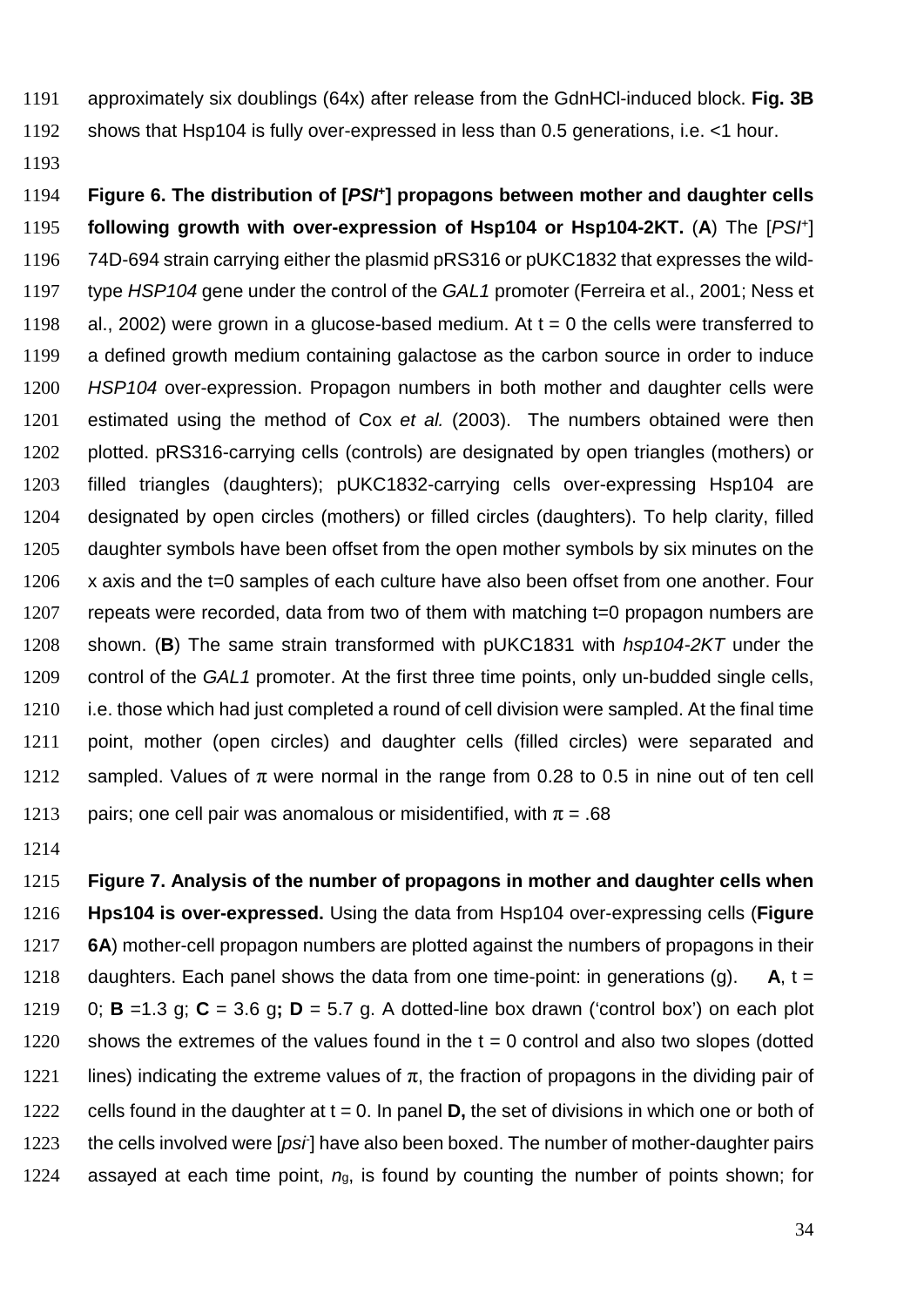approximately six doublings (64x) after release from the GdnHCl-induced block. **Fig. 3B** shows that Hsp104 is fully over-expressed in less than 0.5 generations, i.e. <1 hour.

**Figure 6. The distribution of [*PSI*[+]] propagons between mother and daughter cells following growth with over-expression of Hsp104 or Hsp104-2KT.** (**A**) The [*PSI*[+]] 74D-694 strain carrying either the plasmid pRS316 or pUKC1832 that expresses the wild-type *HSP104* gene under the control of the *GAL1* promoter (Ferreira et al., 2001; Ness et al., 2002) were grown in a glucose-based medium. At t = 0 the cells were transferred to a defined growth medium containing galactose as the carbon source in order to induce *HSP104* over-expression. Propagon numbers in both mother and daughter cells were estimated using the method of Cox *et al.* (2003). The numbers obtained were then plotted. pRS316-carrying cells (controls) are designated by open triangles (mothers) or filled triangles (daughters); pUKC1832-carrying cells over-expressing Hsp104 are designated by open circles (mothers) or filled circles (daughters). To help clarity, filled daughter symbols have been offset from the open mother symbols by six minutes on the x axis and the t=0 samples of each culture have also been offset from one another. Four repeats were recorded, data from two of them with matching t=0 propagon numbers are shown. (**B**) The same strain transformed with pUKC1831 with *hsp104-2KT* under the control of the *GAL1* promoter. At the first three time points, only un-budded single cells, i.e. those which had just completed a round of cell division were sampled. At the final time point, mother (open circles) and daughter cells (filled circles) were separated and sampled. Values of $\pi$ were normal in the range from 0.28 to 0.5 in nine out of ten cell pairs; one cell pair was anomalous or misidentified, with $\pi$ = .68

**Figure 7. Analysis of the number of propagons in mother and daughter cells when Hps104 is over-expressed.** Using the data from Hsp104 over-expressing cells (**Figure 6A**) mother-cell propagon numbers are plotted against the numbers of propagons in their daughters. Each panel shows the data from one time-point: in generations (g). **A**, t = 0; **B** =1.3 g; **C** = 3.6 g**; D** = 5.7 g. A dotted-line box drawn ('control box') on each plot shows the extremes of the values found in the t = 0 control and also two slopes (dotted lines) indicating the extreme values of $\pi$, the fraction of propagons in the dividing pair of cells found in the daughter at t = 0. In panel **D,** the set of divisions in which one or both of the cells involved were [*psi*[-]] have also been boxed. The number of mother-daughter pairs assayed at each time point, $n_g$, is found by counting the number of points shown; for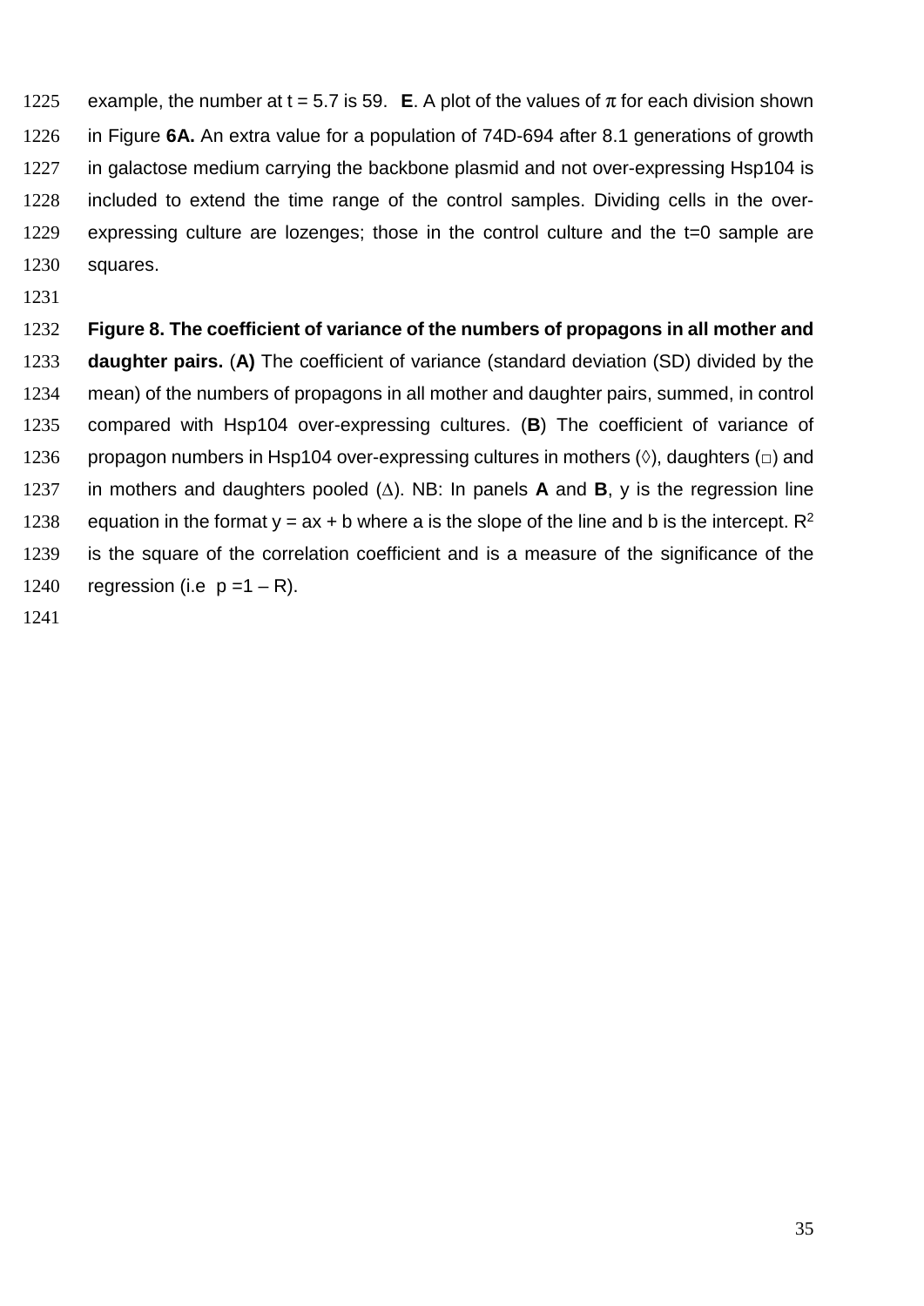example, the number at t = 5.7 is 59. **E**. A plot of the values of $\pi$ for each division shown in Figure **6A.** An extra value for a population of 74D-694 after 8.1 generations of growth in galactose medium carrying the backbone plasmid and not over-expressing Hsp104 is included to extend the time range of the control samples. Dividing cells in the over-expressing culture are lozenges; those in the control culture and the t=0 sample are squares.

**Figure 8. The coefficient of variance of the numbers of propagons in all mother and daughter pairs.** (**A)** The coefficient of variance (standard deviation (SD) divided by the mean) of the numbers of propagons in all mother and daughter pairs, summed, in control compared with Hsp104 over-expressing cultures. (**B**) The coefficient of variance of propagon numbers in Hsp104 over-expressing cultures in mothers (◊), daughters (□) and in mothers and daughters pooled ($\Delta$). NB: In panels **A** and **B**, y is the regression line equation in the format y = ax + b where a is the slope of the line and b is the intercept. $R^2$ is the square of the correlation coefficient and is a measure of the significance of the regression (i.e p =1 – R).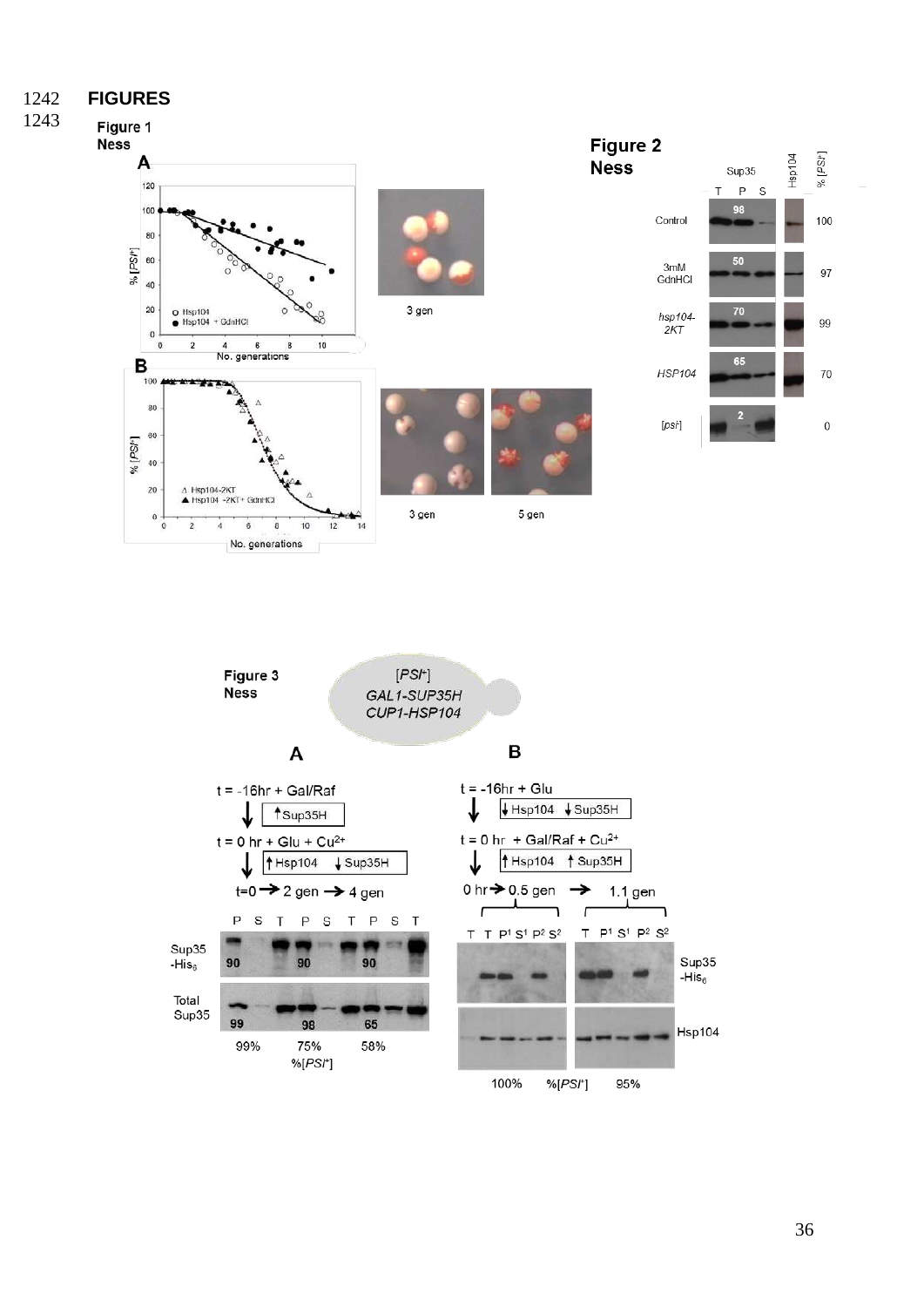# FIGURES

Figure 1
Ness

A

3 gen

B

3 gen

5 gen

Figure 2
Ness

Figure 3
Ness

A

B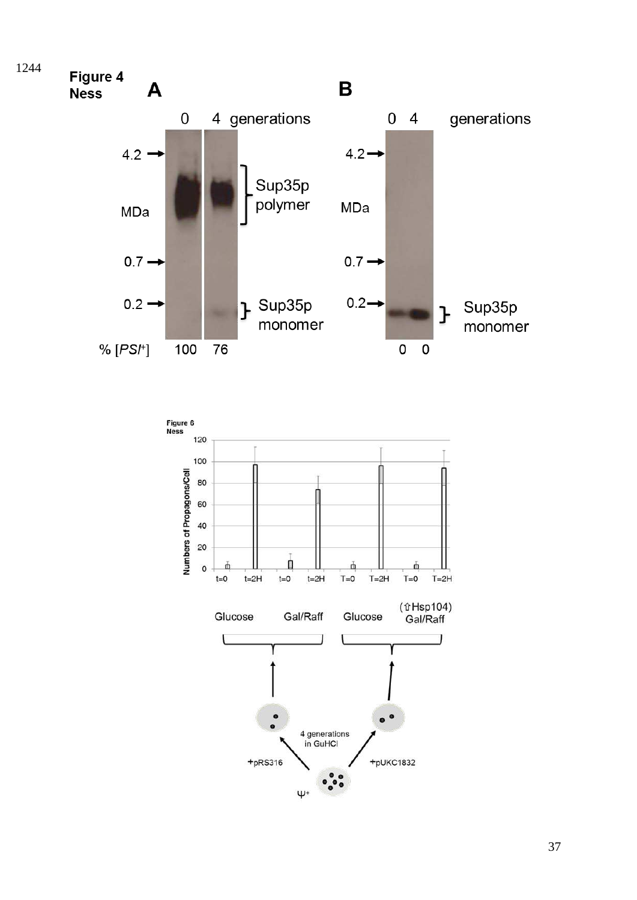Figure 4
Ness

**A**

| | 0 | 4 generations |
|---|---|---|
| % [*PSI*+] | 100 | 76 |

4.2 MDa, 0.7, 0.2 — Sup35p polymer; Sup35p monomer

**B**

| | 0 | 4 generations |
|---|---|---|
| | 0 | 0 |

4.2 MDa, 0.7, 0.2 — Sup35p monomer

Figure 6
Ness

Numbers of Propagons/Cell

t=0, t=2H, t=0, t=2H, T=0, T=2H, T=0, T=2H

Glucose, Gal/Raff, Glucose, (⇧Hsp104) Gal/Raff

4 generations in GuHCl

+pRS316, +pUKC1832

Ψ+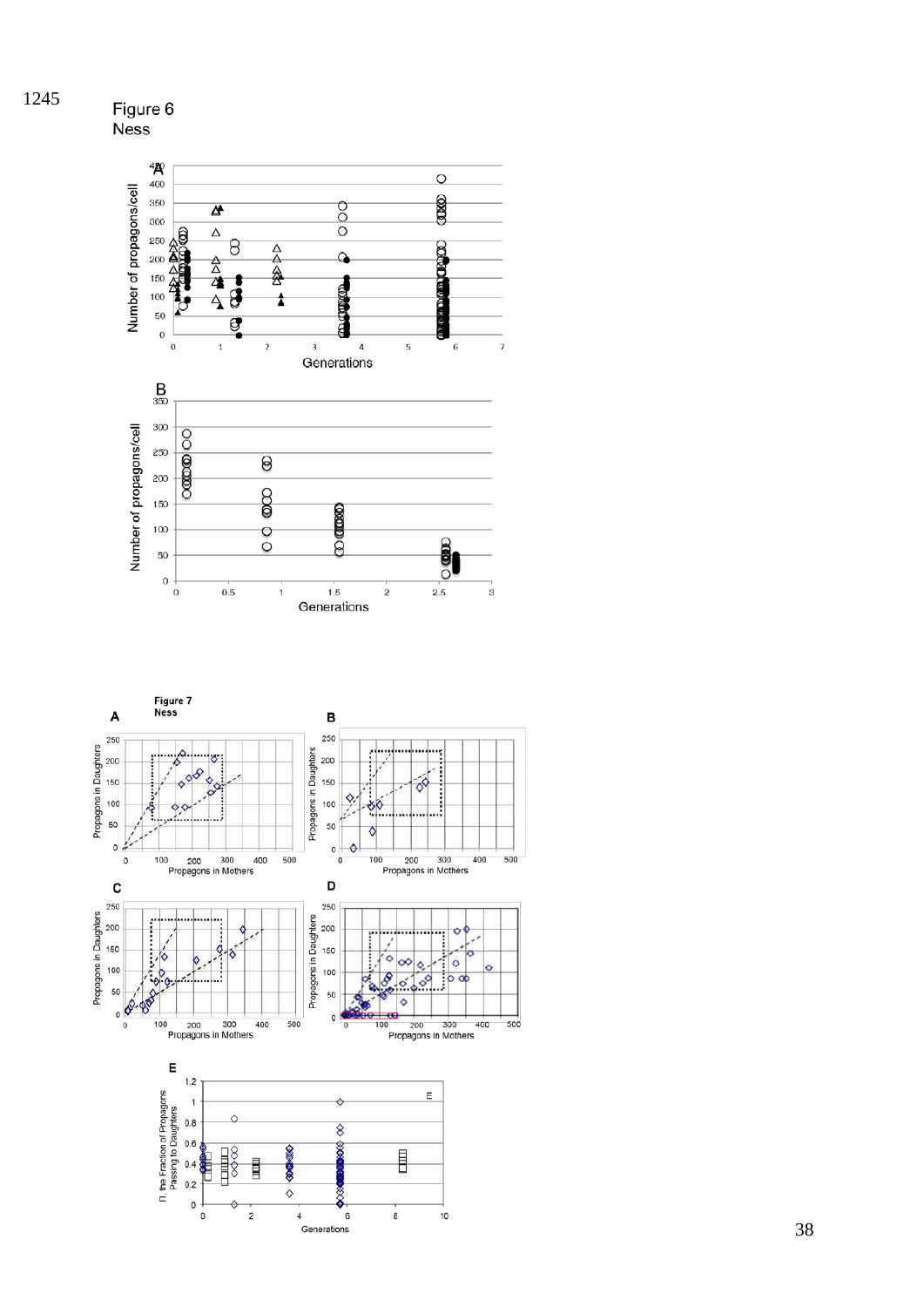Figure 6

Ness

Figure 7

Ness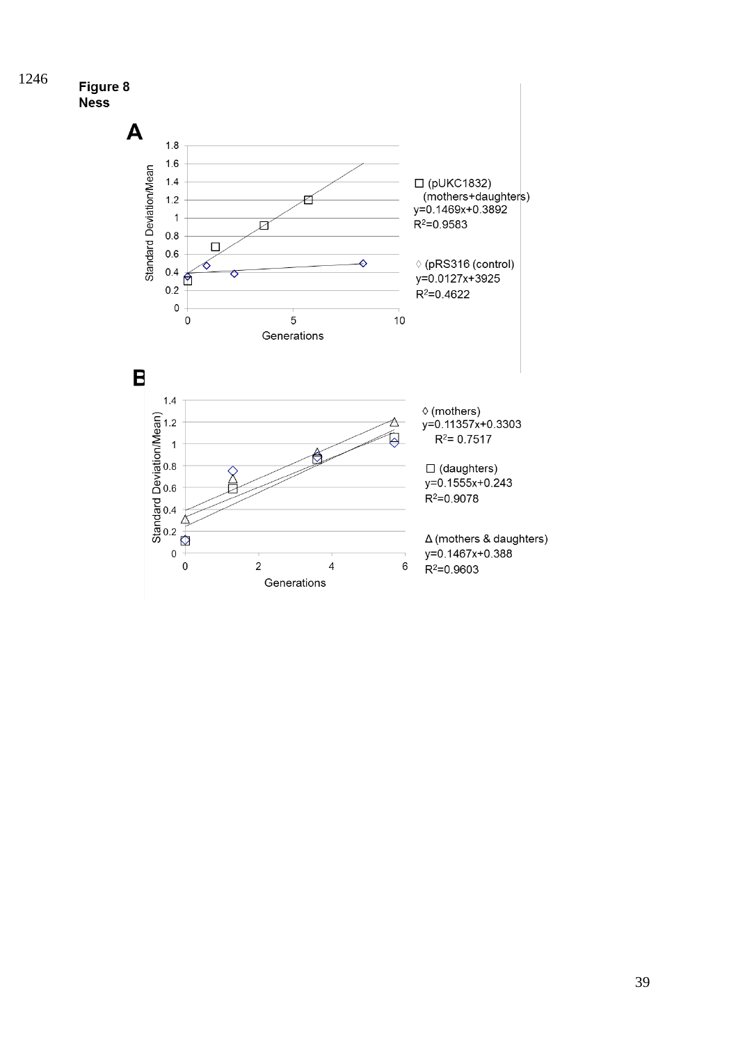**Figure 8**
**Ness**

**A**

□ (pUKC1832)
(mothers+daughters)
y=0.1469x+0.3892
$R^2$=0.9583

◊ (pRS316 (control)
y=0.0127x+3925
$R^2$=0.4622

**B**

◊ (mothers)
y=0.11357x+0.3303
$R^2$= 0.7517

□ (daughters)
y=0.1555x+0.243
$R^2$=0.9078

Δ (mothers & daughters)
y=0.1467x+0.388
$R^2$=0.9603